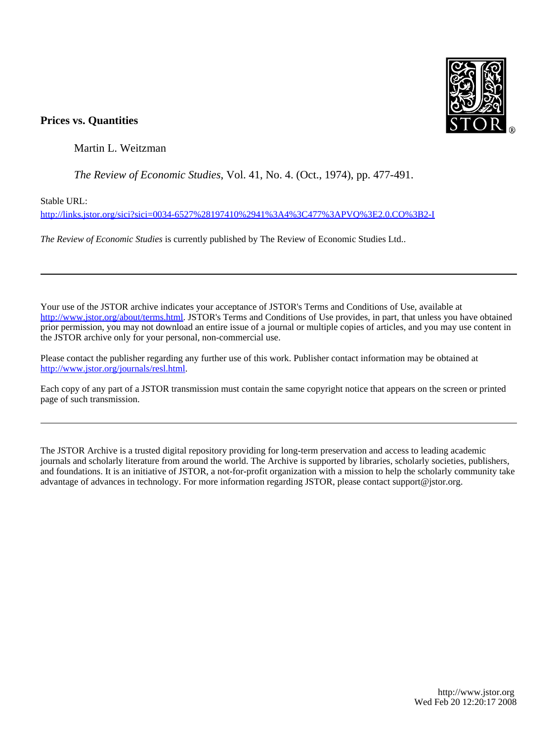**Prices vs. Quantities**

Martin L. Weitzman

*The Review of Economic Studies*, Vol. 41, No. 4. (Oct., 1974), pp. 477-491.

Stable URL:

http://links.jstor.org/sici?sici=0034-6527%28197410%2941%3A4%3C477%3APVQ%3E2.0.CO%3B2-I

*The Review of Economic Studies* is currently published by The Review of Economic Studies Ltd..

---

Your use of the JSTOR archive indicates your acceptance of JSTOR's Terms and Conditions of Use, available at http://www.jstor.org/about/terms.html. JSTOR's Terms and Conditions of Use provides, in part, that unless you have obtained prior permission, you may not download an entire issue of a journal or multiple copies of articles, and you may use content in the JSTOR archive only for your personal, non-commercial use.

Please contact the publisher regarding any further use of this work. Publisher contact information may be obtained at http://www.jstor.org/journals/resl.html.

Each copy of any part of a JSTOR transmission must contain the same copyright notice that appears on the screen or printed page of such transmission.

---

The JSTOR Archive is a trusted digital repository providing for long-term preservation and access to leading academic journals and scholarly literature from around the world. The Archive is supported by libraries, scholarly societies, publishers, and foundations. It is an initiative of JSTOR, a not-for-profit organization with a mission to help the scholarly community take advantage of advances in technology. For more information regarding JSTOR, please contact support@jstor.org.

http://www.jstor.org
Wed Feb 20 12:20:17 2008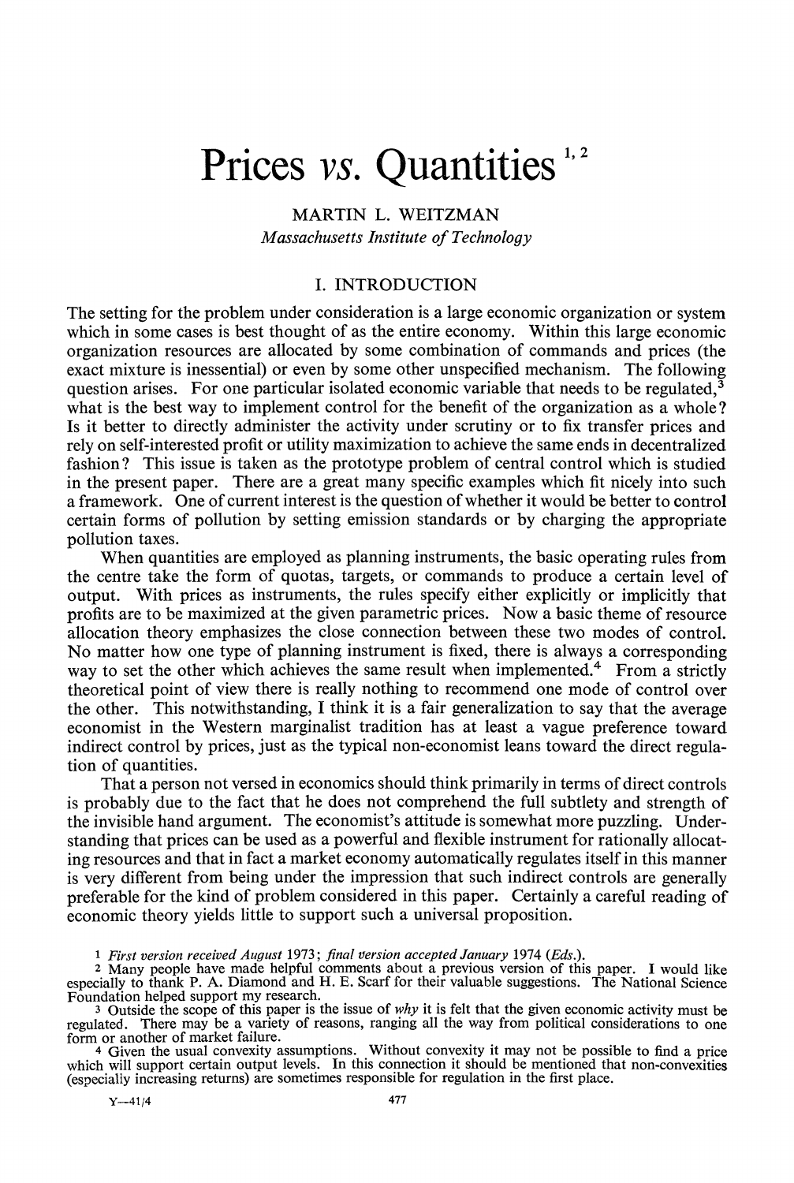# Prices *vs.* Quantities [1, 2]

MARTIN L. WEITZMAN

*Massachusetts Institute of Technology*

## I. INTRODUCTION

The setting for the problem under consideration is a large economic organization or system which in some cases is best thought of as the entire economy. Within this large economic organization resources are allocated by some combination of commands and prices (the exact mixture is inessential) or even by some other unspecified mechanism. The following question arises. For one particular isolated economic variable that needs to be regulated,[3] what is the best way to implement control for the benefit of the organization as a whole? Is it better to directly administer the activity under scrutiny or to fix transfer prices and rely on self-interested profit or utility maximization to achieve the same ends in decentralized fashion? This issue is taken as the prototype problem of central control which is studied in the present paper. There are a great many specific examples which fit nicely into such a framework. One of current interest is the question of whether it would be better to control certain forms of pollution by setting emission standards or by charging the appropriate pollution taxes.

When quantities are employed as planning instruments, the basic operating rules from the centre take the form of quotas, targets, or commands to produce a certain level of output. With prices as instruments, the rules specify either explicitly or implicitly that profits are to be maximized at the given parametric prices. Now a basic theme of resource allocation theory emphasizes the close connection between these two modes of control. No matter how one type of planning instrument is fixed, there is always a corresponding way to set the other which achieves the same result when implemented.[4] From a strictly theoretical point of view there is really nothing to recommend one mode of control over the other. This notwithstanding, I think it is a fair generalization to say that the average economist in the Western marginalist tradition has at least a vague preference toward indirect control by prices, just as the typical non-economist leans toward the direct regulation of quantities.

That a person not versed in economics should think primarily in terms of direct controls is probably due to the fact that he does not comprehend the full subtlety and strength of the invisible hand argument. The economist's attitude is somewhat more puzzling. Understanding that prices can be used as a powerful and flexible instrument for rationally allocating resources and that in fact a market economy automatically regulates itself in this manner is very different from being under the impression that such indirect controls are generally preferable for the kind of problem considered in this paper. Certainly a careful reading of economic theory yields little to support such a universal proposition.

---

1 *First version received August* 1973; *final version accepted January* 1974 (*Eds.*).

2 Many people have made helpful comments about a previous version of this paper. I would like especially to thank P. A. Diamond and H. E. Scarf for their valuable suggestions. The National Science Foundation helped support my research.

3 Outside the scope of this paper is the issue of *why* it is felt that the given economic activity must be regulated. There may be a variety of reasons, ranging all the way from political considerations to one form or another of market failure.

4 Given the usual convexity assumptions. Without convexity it may not be possible to find a price which will support certain output levels. In this connection it should be mentioned that non-convexities (especially increasing returns) are sometimes responsible for regulation in the first place.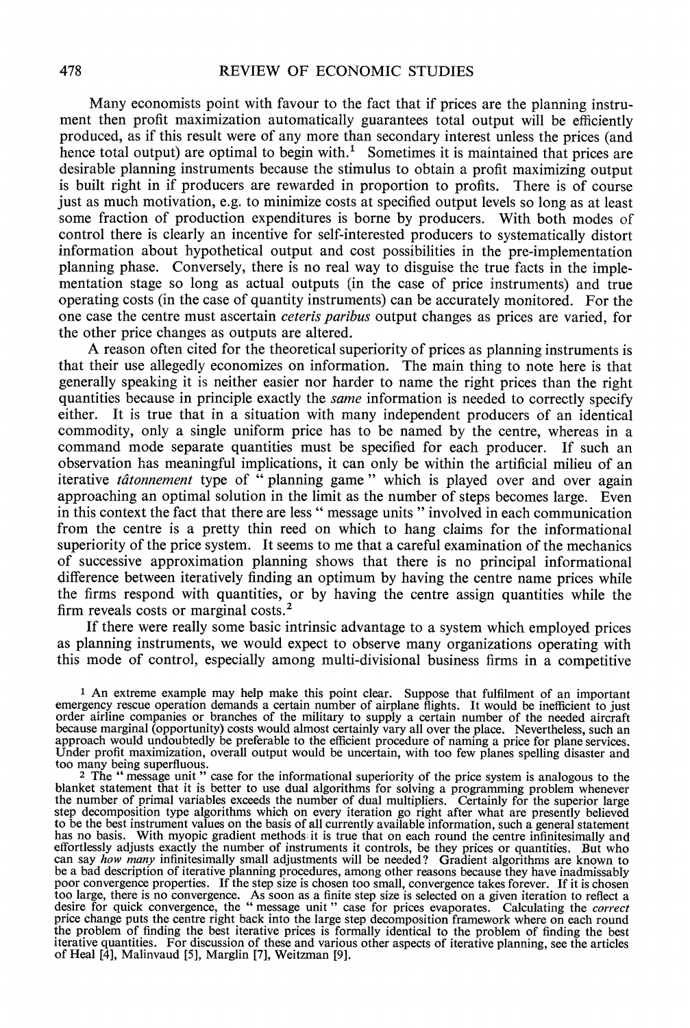Many economists point with favour to the fact that if prices are the planning instrument then profit maximization automatically guarantees total output will be efficiently produced, as if this result were of any more than secondary interest unless the prices (and hence total output) are optimal to begin with.[1] Sometimes it is maintained that prices are desirable planning instruments because the stimulus to obtain a profit maximizing output is built right in if producers are rewarded in proportion to profits. There is of course just as much motivation, e.g. to minimize costs at specified output levels so long as at least some fraction of production expenditures is borne by producers. With both modes of control there is clearly an incentive for self-interested producers to systematically distort information about hypothetical output and cost possibilities in the pre-implementation planning phase. Conversely, there is no real way to disguise the true facts in the implementation stage so long as actual outputs (in the case of price instruments) and true operating costs (in the case of quantity instruments) can be accurately monitored. For the one case the centre must ascertain *ceteris paribus* output changes as prices are varied, for the other price changes as outputs are altered.

A reason often cited for the theoretical superiority of prices as planning instruments is that their use allegedly economizes on information. The main thing to note here is that generally speaking it is neither easier nor harder to name the right prices than the right quantities because in principle exactly the *same* information is needed to correctly specify either. It is true that in a situation with many independent producers of an identical commodity, only a single uniform price has to be named by the centre, whereas in a command mode separate quantities must be specified for each producer. If such an observation has meaningful implications, it can only be within the artificial milieu of an iterative *tâtonnement* type of " planning game " which is played over and over again approaching an optimal solution in the limit as the number of steps becomes large. Even in this context the fact that there are less " message units " involved in each communication from the centre is a pretty thin reed on which to hang claims for the informational superiority of the price system. It seems to me that a careful examination of the mechanics of successive approximation planning shows that there is no principal informational difference between iteratively finding an optimum by having the centre name prices while the firms respond with quantities, or by having the centre assign quantities while the firm reveals costs or marginal costs.[2]

If there were really some basic intrinsic advantage to a system which employed prices as planning instruments, we would expect to observe many organizations operating with this mode of control, especially among multi-divisional business firms in a competitive

---

[1] An extreme example may help make this point clear. Suppose that fulfilment of an important emergency rescue operation demands a certain number of airplane flights. It would be inefficient to just order airline companies or branches of the military to supply a certain number of the needed aircraft because marginal (opportunity) costs would almost certainly vary all over the place. Nevertheless, such an approach would undoubtedly be preferable to the efficient procedure of naming a price for plane services. Under profit maximization, overall output would be uncertain, with too few planes spelling disaster and too many being superfluous.

[2] The " message unit " case for the informational superiority of the price system is analogous to the blanket statement that it is better to use dual algorithms for solving a programming problem whenever the number of primal variables exceeds the number of dual multipliers. Certainly for the superior large step decomposition type algorithms which on every iteration go right after what are presently believed to be the best instrument values on the basis of all currently available information, such a general statement has no basis. With myopic gradient methods it is true that on each round the centre infinitesimally and effortlessly adjusts exactly the number of instruments it controls, be they prices or quantities. But who can say *how many* infinitesimally small adjustments will be needed? Gradient algorithms are known to be a bad description of iterative planning procedures, among other reasons because they have inadmissably poor convergence properties. If the step size is chosen too small, convergence takes forever. If it is chosen too large, there is no convergence. As soon as a finite step size is selected on a given iteration to reflect a desire for quick convergence, the " message unit " case for prices evaporates. Calculating the *correct* price change puts the centre right back into the large step decomposition framework where on each round the problem of finding the best iterative prices is formally identical to the problem of finding the best iterative quantities. For discussion of these and various other aspects of iterative planning, see the articles of Heal [4], Malinvaud [5], Marglin [7], Weitzman [9].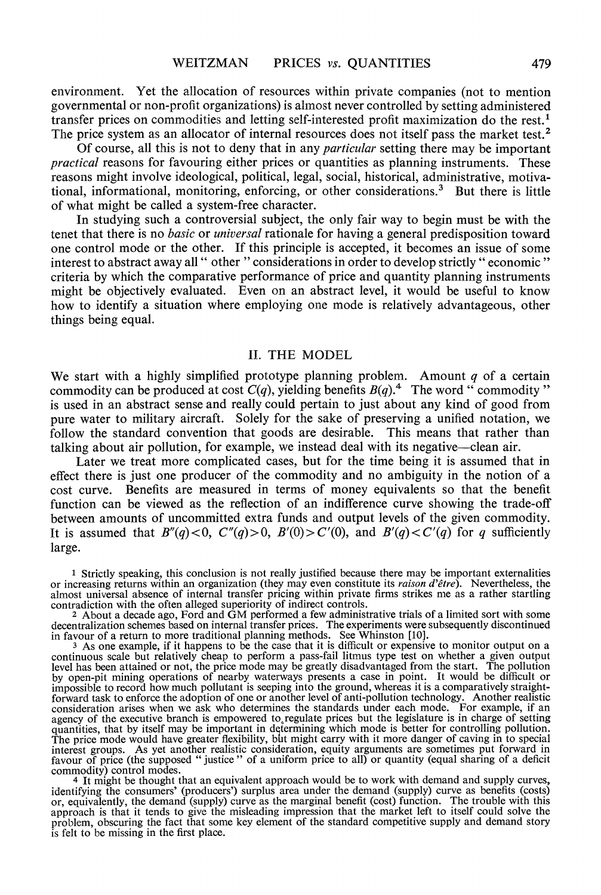environment. Yet the allocation of resources within private companies (not to mention governmental or non-profit organizations) is almost never controlled by setting administered transfer prices on commodities and letting self-interested profit maximization do the rest.[1] The price system as an allocator of internal resources does not itself pass the market test.[2]

Of course, all this is not to deny that in any *particular* setting there may be important *practical* reasons for favouring either prices or quantities as planning instruments. These reasons might involve ideological, political, legal, social, historical, administrative, motivational, informational, monitoring, enforcing, or other considerations.[3] But there is little of what might be called a system-free character.

In studying such a controversial subject, the only fair way to begin must be with the tenet that there is no *basic* or *universal* rationale for having a general predisposition toward one control mode or the other. If this principle is accepted, it becomes an issue of some interest to abstract away all " other " considerations in order to develop strictly " economic " criteria by which the comparative performance of price and quantity planning instruments might be objectively evaluated. Even on an abstract level, it would be useful to know how to identify a situation where employing one mode is relatively advantageous, other things being equal.

## II. THE MODEL

We start with a highly simplified prototype planning problem. Amount $q$ of a certain commodity can be produced at cost $C(q)$, yielding benefits $B(q)$.[4] The word " commodity " is used in an abstract sense and really could pertain to just about any kind of good from pure water to military aircraft. Solely for the sake of preserving a unified notation, we follow the standard convention that goods are desirable. This means that rather than talking about air pollution, for example, we instead deal with its negative—clean air.

Later we treat more complicated cases, but for the time being it is assumed that in effect there is just one producer of the commodity and no ambiguity in the notion of a cost curve. Benefits are measured in terms of money equivalents so that the benefit function can be viewed as the reflection of an indifference curve showing the trade-off between amounts of uncommitted extra funds and output levels of the given commodity. It is assumed that $B''(q) < 0$, $C''(q) > 0$, $B'(0) > C'(0)$, and $B'(q) < C'(q)$ for $q$ sufficiently large.

[1] Strictly speaking, this conclusion is not really justified because there may be important externalities or increasing returns within an organization (they may even constitute its *raison d'être*). Nevertheless, the almost universal absence of internal transfer pricing within private firms strikes me as a rather startling contradiction with the often alleged superiority of indirect controls.

[2] About a decade ago, Ford and GM performed a few administrative trials of a limited sort with some decentralization schemes based on internal transfer prices. The experiments were subsequently discontinued in favour of a return to more traditional planning methods. See Whinston [10].

[3] As one example, if it happens to be the case that it is difficult or expensive to monitor output on a continuous scale but relatively cheap to perform a pass-fail litmus type test on whether a given output level has been attained or not, the price mode may be greatly disadvantaged from the start. The pollution by open-pit mining operations of nearby waterways presents a case in point. It would be difficult or impossible to record how much pollutant is seeping into the ground, whereas it is a comparatively straightforward task to enforce the adoption of one or another level of anti-pollution technology. Another realistic consideration arises when we ask who determines the standards under each mode. For example, if an agency of the executive branch is empowered to regulate prices but the legislature is in charge of setting quantities, that by itself may be important in determining which mode is better for controlling pollution. The price mode would have greater flexibility, but might carry with it more danger of caving in to special interest groups. As yet another realistic consideration, equity arguments are sometimes put forward in favour of price (the supposed " justice " of a uniform price to all) or quantity (equal sharing of a deficit commodity) control modes.

[4] It might be thought that an equivalent approach would be to work with demand and supply curves, identifying the consumers' (producers') surplus area under the demand (supply) curve as benefits (costs) or, equivalently, the demand (supply) curve as the marginal benefit (cost) function. The trouble with this approach is that it tends to give the misleading impression that the market left to itself could solve the problem, obscuring the fact that some key element of the standard competitive supply and demand story is felt to be missing in the first place.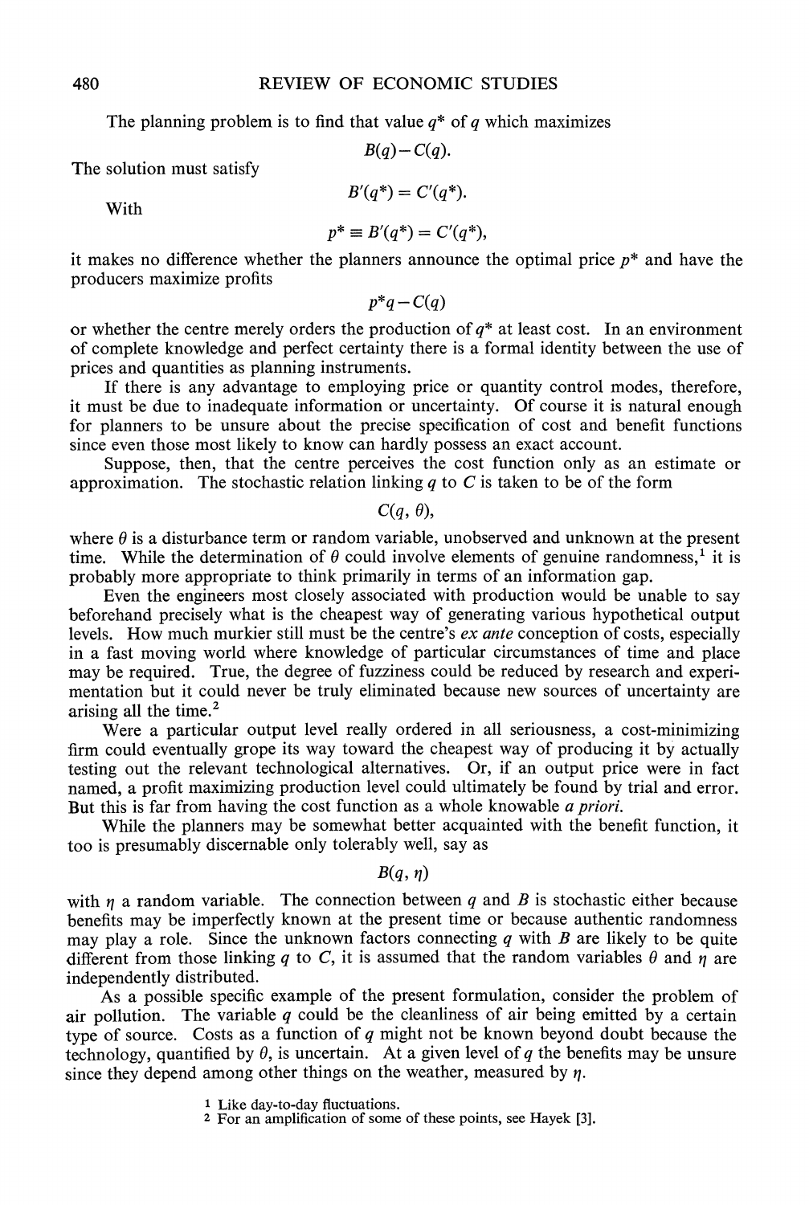The planning problem is to find that value $q^*$ of $q$ which maximizes

$$B(q) - C(q).$$

The solution must satisfy

$$B'(q^*) = C'(q^*).$$

With

$$p^* \equiv B'(q^*) = C'(q^*),$$

it makes no difference whether the planners announce the optimal price $p^*$ and have the producers maximize profits

$$p^*q - C(q)$$

or whether the centre merely orders the production of $q^*$ at least cost. In an environment of complete knowledge and perfect certainty there is a formal identity between the use of prices and quantities as planning instruments.

If there is any advantage to employing price or quantity control modes, therefore, it must be due to inadequate information or uncertainty. Of course it is natural enough for planners to be unsure about the precise specification of cost and benefit functions since even those most likely to know can hardly possess an exact account.

Suppose, then, that the centre perceives the cost function only as an estimate or approximation. The stochastic relation linking $q$ to $C$ is taken to be of the form

$$C(q, \theta),$$

where $\theta$ is a disturbance term or random variable, unobserved and unknown at the present time. While the determination of $\theta$ could involve elements of genuine randomness,[1] it is probably more appropriate to think primarily in terms of an information gap.

Even the engineers most closely associated with production would be unable to say beforehand precisely what is the cheapest way of generating various hypothetical output levels. How much murkier still must be the centre's *ex ante* conception of costs, especially in a fast moving world where knowledge of particular circumstances of time and place may be required. True, the degree of fuzziness could be reduced by research and experimentation but it could never be truly eliminated because new sources of uncertainty are arising all the time.[2]

Were a particular output level really ordered in all seriousness, a cost-minimizing firm could eventually grope its way toward the cheapest way of producing it by actually testing out the relevant technological alternatives. Or, if an output price were in fact named, a profit maximizing production level could ultimately be found by trial and error. But this is far from having the cost function as a whole knowable *a priori*.

While the planners may be somewhat better acquainted with the benefit function, it too is presumably discernable only tolerably well, say as

$$B(q, \eta)$$

with $\eta$ a random variable. The connection between $q$ and $B$ is stochastic either because benefits may be imperfectly known at the present time or because authentic randomness may play a role. Since the unknown factors connecting $q$ with $B$ are likely to be quite different from those linking $q$ to $C$, it is assumed that the random variables $\theta$ and $\eta$ are independently distributed.

As a possible specific example of the present formulation, consider the problem of air pollution. The variable $q$ could be the cleanliness of air being emitted by a certain type of source. Costs as a function of $q$ might not be known beyond doubt because the technology, quantified by $\theta$, is uncertain. At a given level of $q$ the benefits may be unsure since they depend among other things on the weather, measured by $\eta$.

[1] Like day-to-day fluctuations.

[2] For an amplification of some of these points, see Hayek [3].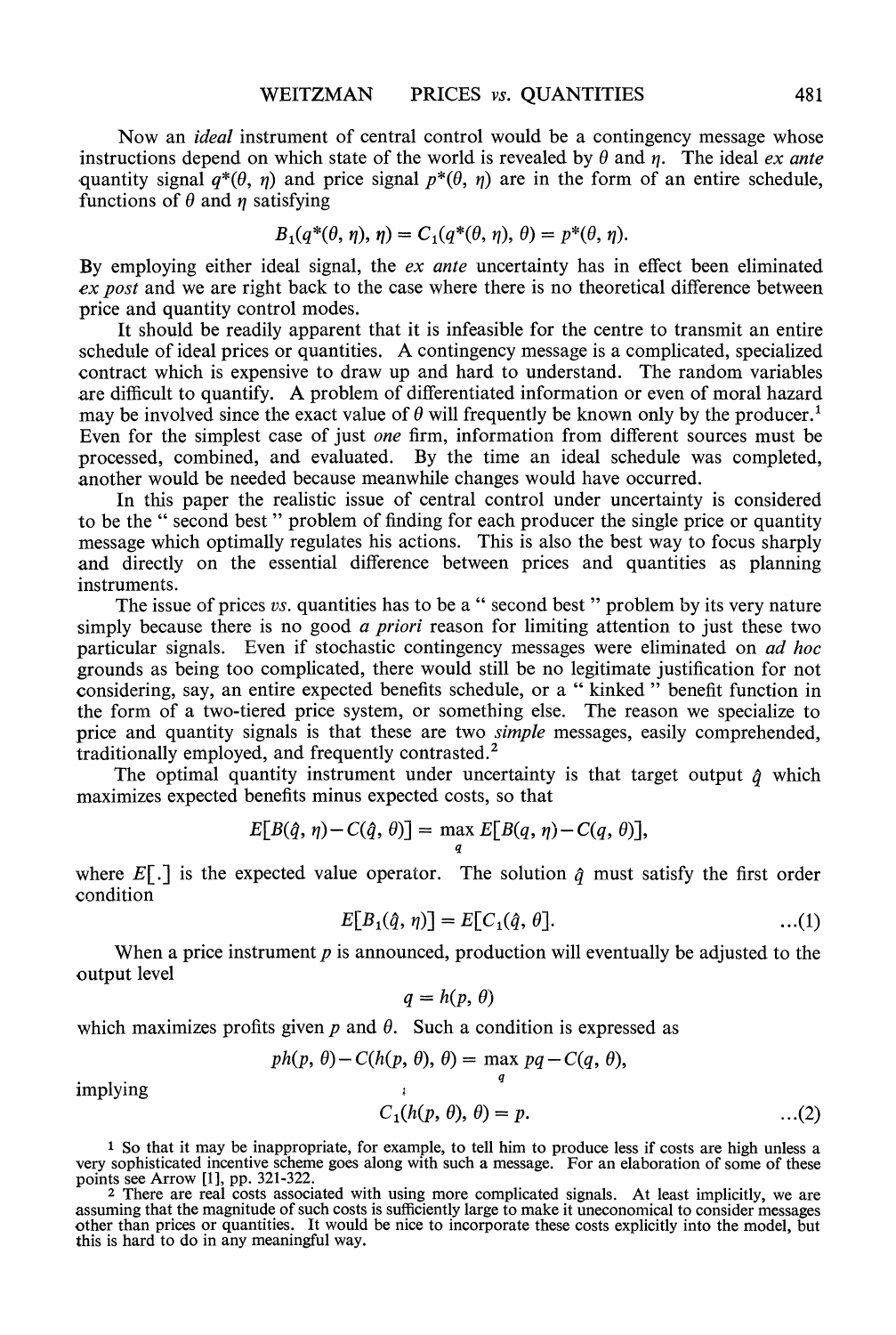Now an *ideal* instrument of central control would be a contingency message whose instructions depend on which state of the world is revealed by $\theta$ and $\eta$. The ideal *ex ante* quantity signal $q^*(\theta, \eta)$ and price signal $p^*(\theta, \eta)$ are in the form of an entire schedule, functions of $\theta$ and $\eta$ satisfying

$$B_1(q^*(\theta, \eta), \eta) = C_1(q^*(\theta, \eta), \theta) = p^*(\theta, \eta).$$

By employing either ideal signal, the *ex ante* uncertainty has in effect been eliminated *ex post* and we are right back to the case where there is no theoretical difference between price and quantity control modes.

It should be readily apparent that it is infeasible for the centre to transmit an entire schedule of ideal prices or quantities. A contingency message is a complicated, specialized contract which is expensive to draw up and hard to understand. The random variables are difficult to quantify. A problem of differentiated information or even of moral hazard may be involved since the exact value of $\theta$ will frequently be known only by the producer.[1] Even for the simplest case of just *one* firm, information from different sources must be processed, combined, and evaluated. By the time an ideal schedule was completed, another would be needed because meanwhile changes would have occurred.

In this paper the realistic issue of central control under uncertainty is considered to be the " second best " problem of finding for each producer the single price or quantity message which optimally regulates his actions. This is also the best way to focus sharply and directly on the essential difference between prices and quantities as planning instruments.

The issue of prices *vs.* quantities has to be a " second best " problem by its very nature simply because there is no good *a priori* reason for limiting attention to just these two particular signals. Even if stochastic contingency messages were eliminated on *ad hoc* grounds as being too complicated, there would still be no legitimate justification for not considering, say, an entire expected benefits schedule, or a " kinked " benefit function in the form of a two-tiered price system, or something else. The reason we specialize to price and quantity signals is that these are two *simple* messages, easily comprehended, traditionally employed, and frequently contrasted.[2]

The optimal quantity instrument under uncertainty is that target output $\hat{q}$ which maximizes expected benefits minus expected costs, so that

$$E[B(\hat{q}, \eta) - C(\hat{q}, \theta)] = \max_q E[B(q, \eta) - C(q, \theta)],$$

where $E[.]$ is the expected value operator. The solution $\hat{q}$ must satisfy the first order condition

$$E[B_1(\hat{q}, \eta)] = E[C_1(\hat{q}, \theta]. \qquad \ldots(1)$$

When a price instrument $p$ is announced, production will eventually be adjusted to the output level

$$q = h(p, \theta)$$

which maximizes profits given $p$ and $\theta$. Such a condition is expressed as

$$ph(p, \theta) - C(h(p, \theta), \theta) = \max_q pq - C(q, \theta),$$

implying

$$C_1(h(p, \theta), \theta) = p. \qquad \ldots(2)$$

[1] So that it may be inappropriate, for example, to tell him to produce less if costs are high unless a very sophisticated incentive scheme goes along with such a message. For an elaboration of some of these points see Arrow [1], pp. 321-322.

[2] There are real costs associated with using more complicated signals. At least implicitly, we are assuming that the magnitude of such costs is sufficiently large to make it uneconomical to consider messages other than prices or quantities. It would be nice to incorporate these costs explicitly into the model, but this is hard to do in any meaningful way.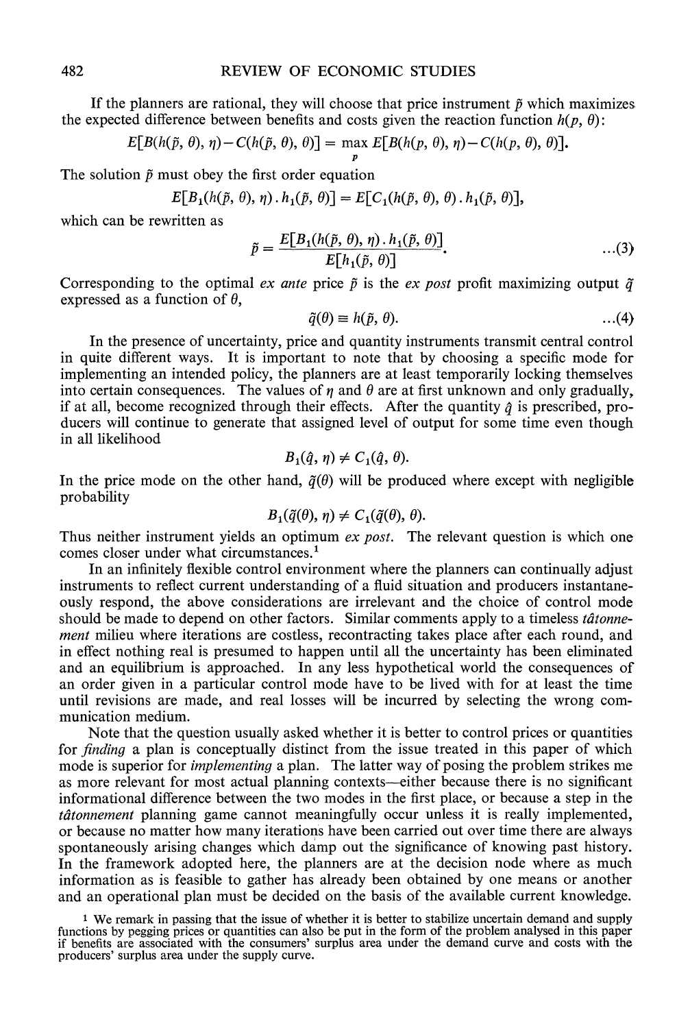If the planners are rational, they will choose that price instrument $\tilde{p}$ which maximizes the expected difference between benefits and costs given the reaction function $h(p, \theta)$:

$$E[B(h(\tilde{p}, \theta), \eta) - C(h(\tilde{p}, \theta), \theta)] = \max_{p} E[B(h(p, \theta), \eta) - C(h(p, \theta), \theta)].$$

The solution $\tilde{p}$ must obey the first order equation

$$E[B_1(h(\tilde{p}, \theta), \eta) \cdot h_1(\tilde{p}, \theta)] = E[C_1(h(\tilde{p}, \theta), \theta) \cdot h_1(\tilde{p}, \theta)],$$

which can be rewritten as

$$\tilde{p} = \frac{E[B_1(h(\tilde{p}, \theta), \eta) \cdot h_1(\tilde{p}, \theta)]}{E[h_1(\tilde{p}, \theta)]}. \qquad \ldots(3)$$

Corresponding to the optimal *ex ante* price $\tilde{p}$ is the *ex post* profit maximizing output $\tilde{q}$ expressed as a function of $\theta$,

$$\tilde{q}(\theta) \equiv h(\tilde{p}, \theta). \qquad \ldots(4)$$

In the presence of uncertainty, price and quantity instruments transmit central control in quite different ways. It is important to note that by choosing a specific mode for implementing an intended policy, the planners are at least temporarily locking themselves into certain consequences. The values of $\eta$ and $\theta$ are at first unknown and only gradually, if at all, become recognized through their effects. After the quantity $\hat{q}$ is prescribed, producers will continue to generate that assigned level of output for some time even though in all likelihood

$$B_1(\hat{q}, \eta) \neq C_1(\hat{q}, \theta).$$

In the price mode on the other hand, $\tilde{q}(\theta)$ will be produced where except with negligible probability

$$B_1(\tilde{q}(\theta), \eta) \neq C_1(\tilde{q}(\theta), \theta).$$

Thus neither instrument yields an optimum *ex post*. The relevant question is which one comes closer under what circumstances.[1]

In an infinitely flexible control environment where the planners can continually adjust instruments to reflect current understanding of a fluid situation and producers instantaneously respond, the above considerations are irrelevant and the choice of control mode should be made to depend on other factors. Similar comments apply to a timeless *tâtonnement* milieu where iterations are costless, recontracting takes place after each round, and in effect nothing real is presumed to happen until all the uncertainty has been eliminated and an equilibrium is approached. In any less hypothetical world the consequences of an order given in a particular control mode have to be lived with for at least the time until revisions are made, and real losses will be incurred by selecting the wrong communication medium.

Note that the question usually asked whether it is better to control prices or quantities for *finding* a plan is conceptually distinct from the issue treated in this paper of which mode is superior for *implementing* a plan. The latter way of posing the problem strikes me as more relevant for most actual planning contexts—either because there is no significant informational difference between the two modes in the first place, or because a step in the *tâtonnement* planning game cannot meaningfully occur unless it is really implemented, or because no matter how many iterations have been carried out over time there are always spontaneously arising changes which damp out the significance of knowing past history. In the framework adopted here, the planners are at the decision node where as much information as is feasible to gather has already been obtained by one means or another and an operational plan must be decided on the basis of the available current knowledge.

[1] We remark in passing that the issue of whether it is better to stabilize uncertain demand and supply functions by pegging prices or quantities can also be put in the form of the problem analysed in this paper if benefits are associated with the consumers' surplus area under the demand curve and costs with the producers' surplus area under the supply curve.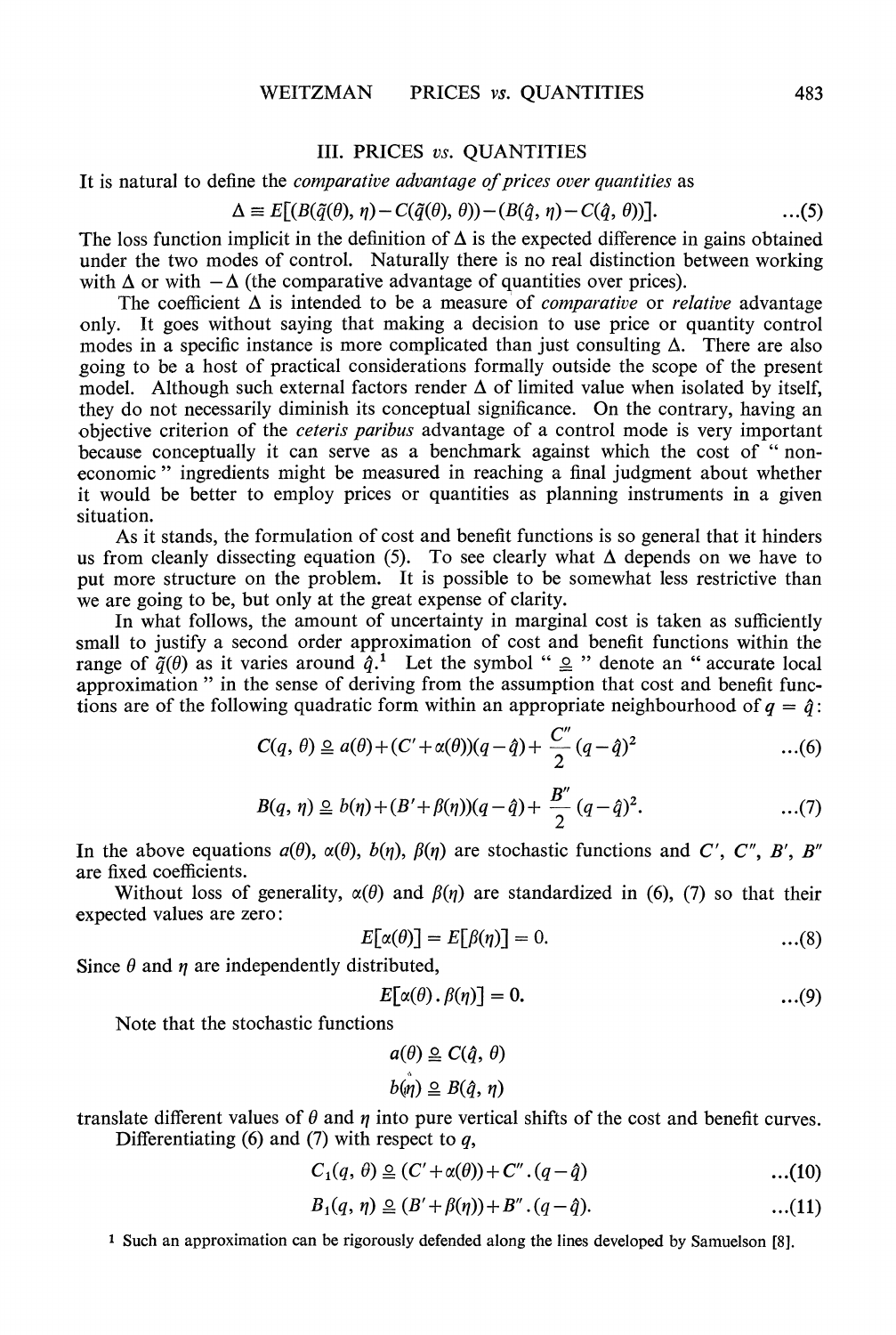## III. PRICES *vs.* QUANTITIES

It is natural to define the *comparative advantage of prices over quantities* as

$$\Delta \equiv E[(B(\tilde{q}(\theta), \eta) - C(\tilde{q}(\theta), \theta)) - (B(\hat{q}, \eta) - C(\hat{q}, \theta))]. \qquad \ldots(5)$$

The loss function implicit in the definition of $\Delta$ is the expected difference in gains obtained under the two modes of control. Naturally there is no real distinction between working with $\Delta$ or with $-\Delta$ (the comparative advantage of quantities over prices).

The coefficient $\Delta$ is intended to be a measure of *comparative* or *relative* advantage only. It goes without saying that making a decision to use price or quantity control modes in a specific instance is more complicated than just consulting $\Delta$. There are also going to be a host of practical considerations formally outside the scope of the present model. Although such external factors render $\Delta$ of limited value when isolated by itself, they do not necessarily diminish its conceptual significance. On the contrary, having an objective criterion of the *ceteris paribus* advantage of a control mode is very important because conceptually it can serve as a benchmark against which the cost of " non-economic " ingredients might be measured in reaching a final judgment about whether it would be better to employ prices or quantities as planning instruments in a given situation.

As it stands, the formulation of cost and benefit functions is so general that it hinders us from cleanly dissecting equation (5). To see clearly what $\Delta$ depends on we have to put more structure on the problem. It is possible to be somewhat less restrictive than we are going to be, but only at the great expense of clarity.

In what follows, the amount of uncertainty in marginal cost is taken as sufficiently small to justify a second order approximation of cost and benefit functions within the range of $\tilde{q}(\theta)$ as it varies around $\hat{q}$.[1] Let the symbol " $\cong$ " denote an " accurate local approximation " in the sense of deriving from the assumption that cost and benefit functions are of the following quadratic form within an appropriate neighbourhood of $q = \hat{q}$:

$$C(q, \theta) \cong a(\theta) + (C' + \alpha(\theta))(q - \hat{q}) + \frac{C''}{2}(q - \hat{q})^2 \qquad \ldots(6)$$

$$B(q, \eta) \cong b(\eta) + (B' + \beta(\eta))(q - \hat{q}) + \frac{B''}{2}(q - \hat{q})^2. \qquad \ldots(7)$$

In the above equations $a(\theta)$, $\alpha(\theta)$, $b(\eta)$, $\beta(\eta)$ are stochastic functions and $C'$, $C''$, $B'$, $B''$ are fixed coefficients.

Without loss of generality, $\alpha(\theta)$ and $\beta(\eta)$ are standardized in (6), (7) so that their expected values are zero:

$$E[\alpha(\theta)] = E[\beta(\eta)] = 0. \qquad \ldots(8)$$

Since $\theta$ and $\eta$ are independently distributed,

$$E[\alpha(\theta) . \beta(\eta)] = 0. \qquad \ldots(9)$$

Note that the stochastic functions

$$a(\theta) \cong C(\hat{q}, \theta)$$

$$b(\eta) \cong B(\hat{q}, \eta)$$

translate different values of $\theta$ and $\eta$ into pure vertical shifts of the cost and benefit curves.

Differentiating (6) and (7) with respect to $q$,

$$C_1(q, \theta) \cong (C' + \alpha(\theta)) + C'' . (q - \hat{q}) \qquad \ldots(10)$$

$$B_1(q, \eta) \cong (B' + \beta(\eta)) + B'' . (q - \hat{q}). \qquad \ldots(11)$$

[1] Such an approximation can be rigorously defended along the lines developed by Samuelson [8].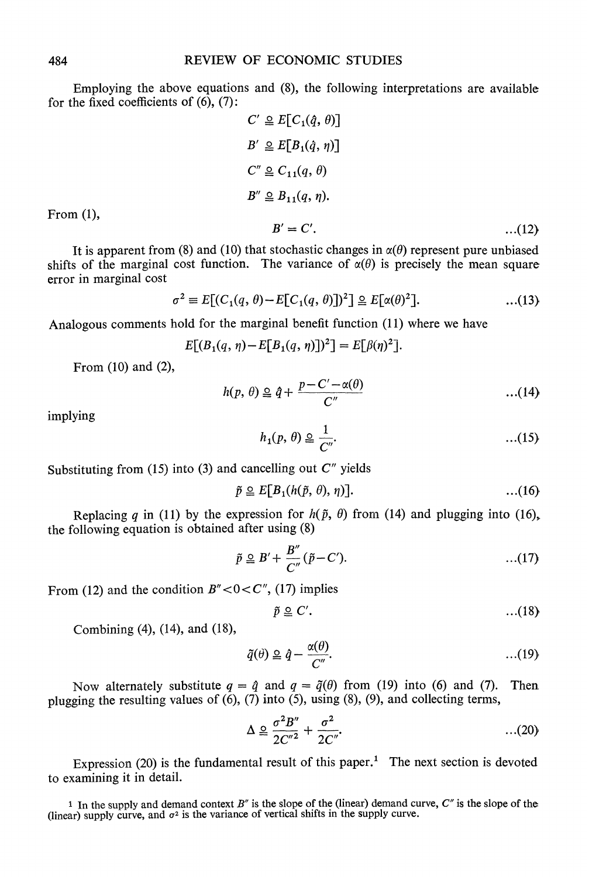Employing the above equations and (8), the following interpretations are available for the fixed coefficients of (6), (7):

$$C' \cong E[C_1(\hat{q}, \theta)]$$

$$B' \cong E[B_1(\hat{q}, \eta)]$$

$$C'' \cong C_{11}(q, \theta)$$

$$B'' \cong B_{11}(q, \eta).$$

From (1),

$$B' = C'. \qquad \ldots(12)$$

It is apparent from (8) and (10) that stochastic changes in $\alpha(\theta)$ represent pure unbiased shifts of the marginal cost function. The variance of $\alpha(\theta)$ is precisely the mean square error in marginal cost

$$\sigma^2 \equiv E[(C_1(q, \theta) - E[C_1(q, \theta)])^2] \cong E[\alpha(\theta)^2]. \qquad \ldots(13)$$

Analogous comments hold for the marginal benefit function (11) where we have

$$E[(B_1(q, \eta) - E[B_1(q, \eta)])^2] = E[\beta(\eta)^2].$$

From (10) and (2),

$$h(p, \theta) \cong \hat{q} + \frac{p - C' - \alpha(\theta)}{C''} \qquad \ldots(14)$$

implying

$$h_1(p, \theta) \cong \frac{1}{C''}. \qquad \ldots(15)$$

Substituting from (15) into (3) and cancelling out $C''$ yields

$$\tilde{p} \cong E[B_1(h(\tilde{p}, \theta), \eta)]. \qquad \ldots(16)$$

Replacing $q$ in (11) by the expression for $h(\tilde{p}, \theta)$ from (14) and plugging into (16), the following equation is obtained after using (8)

$$\tilde{p} \cong B' + \frac{B''}{C''}(\tilde{p} - C'). \qquad \ldots(17)$$

From (12) and the condition $B'' < 0 < C''$, (17) implies

$$\tilde{p} \cong C'. \qquad \ldots(18)$$

Combining (4), (14), and (18),

$$\tilde{q}(\theta) \cong \hat{q} - \frac{\alpha(\theta)}{C''}. \qquad \ldots(19)$$

Now alternately substitute $q = \hat{q}$ and $q = \tilde{q}(\theta)$ from (19) into (6) and (7). Then plugging the resulting values of (6), (7) into (5), using (8), (9), and collecting terms,

$$\Delta \cong \frac{\sigma^2 B''}{2C''^2} + \frac{\sigma^2}{2C''}. \qquad \ldots(20)$$

Expression (20) is the fundamental result of this paper.[1] The next section is devoted to examining it in detail.

[1] In the supply and demand context $B''$ is the slope of the (linear) demand curve, $C''$ is the slope of the (linear) supply curve, and $\sigma^2$ is the variance of vertical shifts in the supply curve.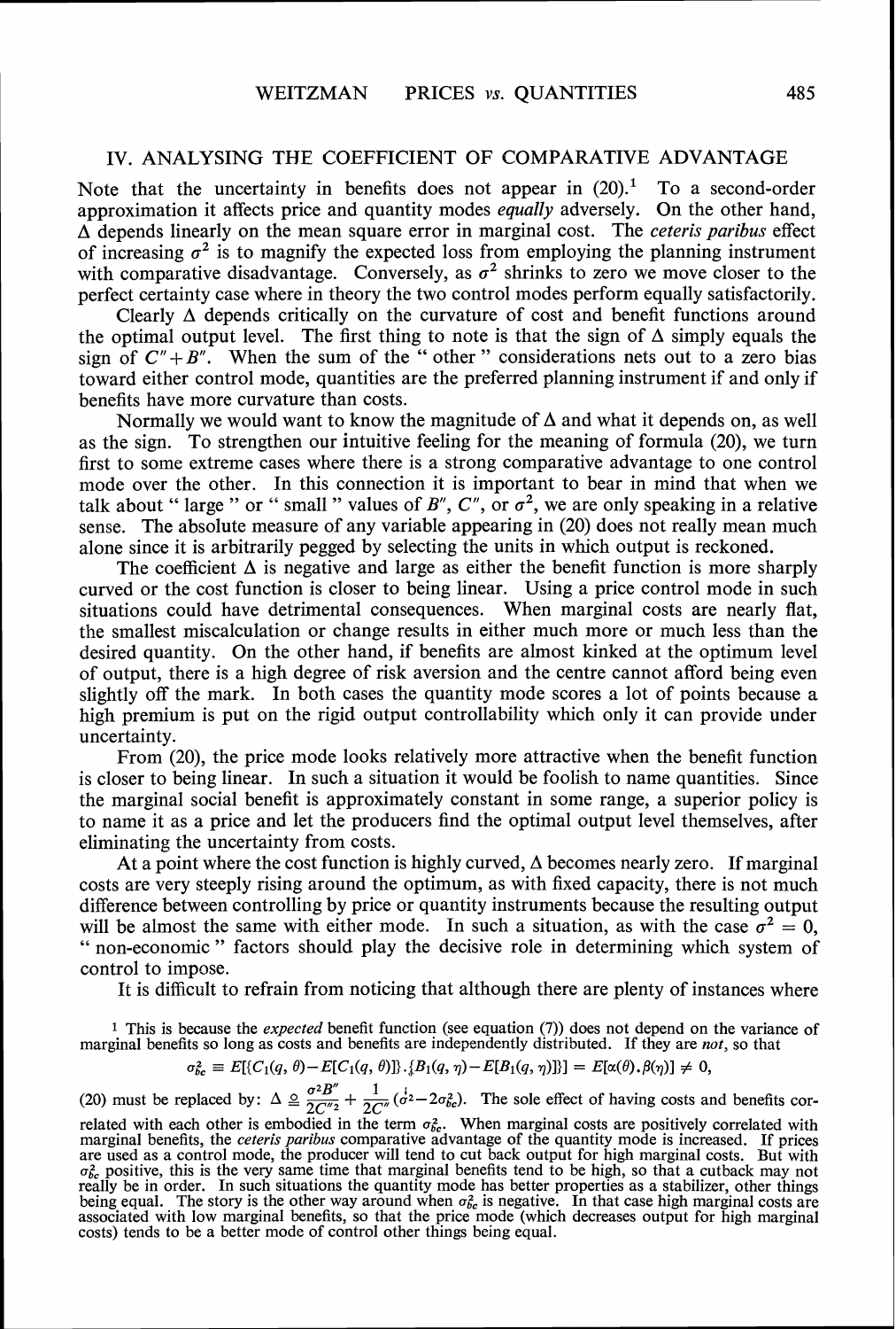## IV. ANALYSING THE COEFFICIENT OF COMPARATIVE ADVANTAGE

Note that the uncertainty in benefits does not appear in (20).[1] To a second-order approximation it affects price and quantity modes *equally* adversely. On the other hand, $\Delta$ depends linearly on the mean square error in marginal cost. The *ceteris paribus* effect of increasing $\sigma^2$ is to magnify the expected loss from employing the planning instrument with comparative disadvantage. Conversely, as $\sigma^2$ shrinks to zero we move closer to the perfect certainty case where in theory the two control modes perform equally satisfactorily.

Clearly $\Delta$ depends critically on the curvature of cost and benefit functions around the optimal output level. The first thing to note is that the sign of $\Delta$ simply equals the sign of $C''+B''$. When the sum of the " other " considerations nets out to a zero bias toward either control mode, quantities are the preferred planning instrument if and only if benefits have more curvature than costs.

Normally we would want to know the magnitude of $\Delta$ and what it depends on, as well as the sign. To strengthen our intuitive feeling for the meaning of formula (20), we turn first to some extreme cases where there is a strong comparative advantage to one control mode over the other. In this connection it is important to bear in mind that when we talk about " large " or " small " values of $B''$, $C''$, or $\sigma^2$, we are only speaking in a relative sense. The absolute measure of any variable appearing in (20) does not really mean much alone since it is arbitrarily pegged by selecting the units in which output is reckoned.

The coefficient $\Delta$ is negative and large as either the benefit function is more sharply curved or the cost function is closer to being linear. Using a price control mode in such situations could have detrimental consequences. When marginal costs are nearly flat, the smallest miscalculation or change results in either much more or much less than the desired quantity. On the other hand, if benefits are almost kinked at the optimum level of output, there is a high degree of risk aversion and the centre cannot afford being even slightly off the mark. In both cases the quantity mode scores a lot of points because a high premium is put on the rigid output controllability which only it can provide under uncertainty.

From (20), the price mode looks relatively more attractive when the benefit function is closer to being linear. In such a situation it would be foolish to name quantities. Since the marginal social benefit is approximately constant in some range, a superior policy is to name it as a price and let the producers find the optimal output level themselves, after eliminating the uncertainty from costs.

At a point where the cost function is highly curved, $\Delta$ becomes nearly zero. If marginal costs are very steeply rising around the optimum, as with fixed capacity, there is not much difference between controlling by price or quantity instruments because the resulting output will be almost the same with either mode. In such a situation, as with the case $\sigma^2 = 0$, " non-economic " factors should play the decisive role in determining which system of control to impose.

It is difficult to refrain from noticing that although there are plenty of instances where

---

[1] This is because the *expected* benefit function (see equation (7)) does not depend on the variance of marginal benefits so long as costs and benefits are independently distributed. If they are *not*, so that

$$\sigma_{bc}^2 \equiv E[\{C_1(q,\theta)-E[C_1(q,\theta)]\}.\{B_1(q,\eta)-E[B_1(q,\eta)]\}] = E[\alpha(\theta).\beta(\eta)] \neq 0,$$

(20) must be replaced by: $\Delta \cong \dfrac{\sigma^2 B''}{2C''^2} + \dfrac{1}{2C''}(\sigma^2 - 2\sigma_{bc}^2)$. The sole effect of having costs and benefits correlated with each other is embodied in the term $\sigma_{bc}^2$. When marginal costs are positively correlated with marginal benefits, the *ceteris paribus* comparative advantage of the quantity mode is increased. If prices are used as a control mode, the producer will tend to cut back output for high marginal costs. But with $\sigma_{bc}^2$ positive, this is the very same time that marginal benefits tend to be high, so that a cutback may not really be in order. In such situations the quantity mode has better properties as a stabilizer, other things being equal. The story is the other way around when $\sigma_{bc}^2$ is negative. In that case high marginal costs are associated with low marginal benefits, so that the price mode (which decreases output for high marginal costs) tends to be a better mode of control other things being equal.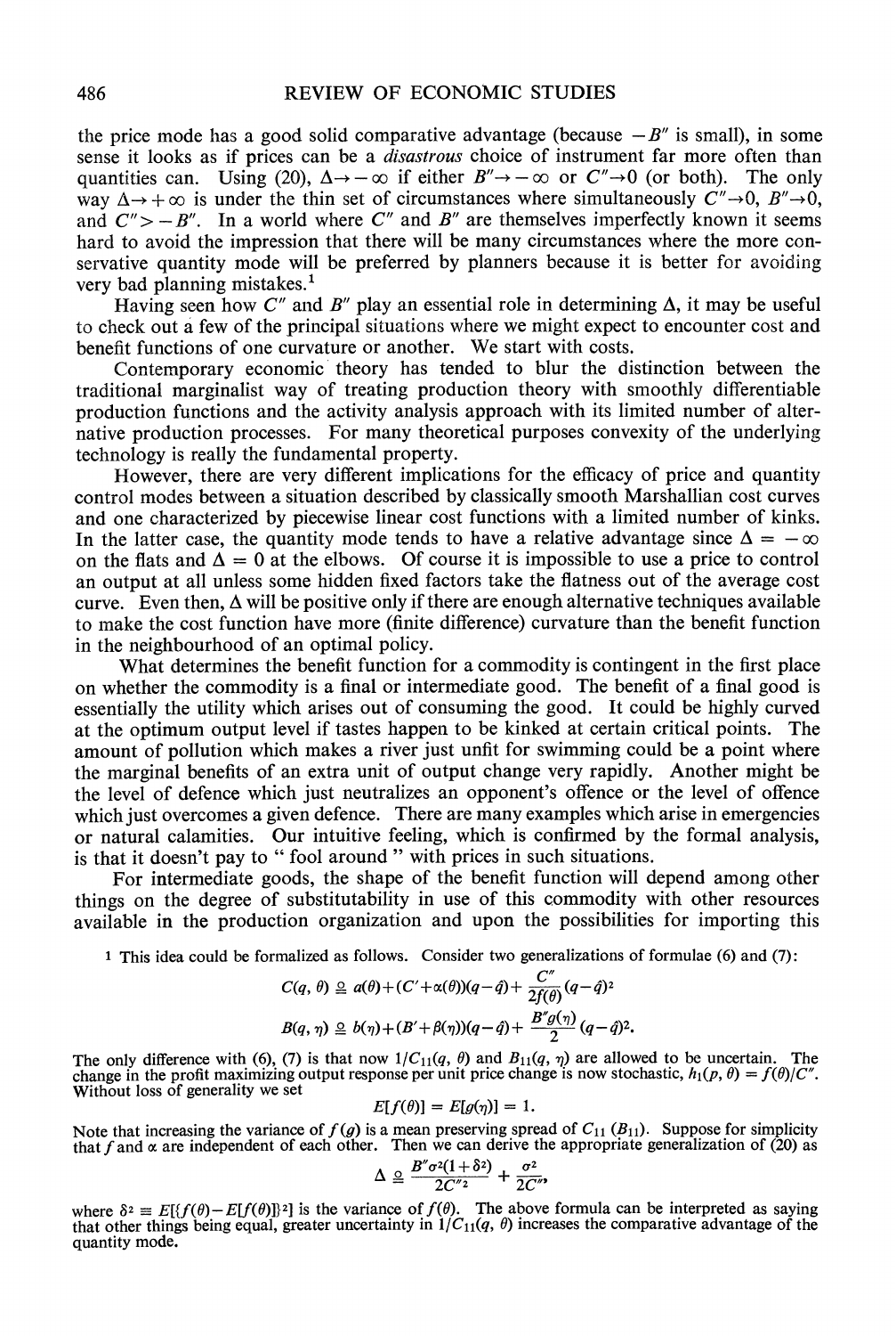the price mode has a good solid comparative advantage (because $-B''$ is small), in some sense it looks as if prices can be a *disastrous* choice of instrument far more often than quantities can. Using (20), $\Delta \to -\infty$ if either $B'' \to -\infty$ or $C'' \to 0$ (or both). The only way $\Delta \to +\infty$ is under the thin set of circumstances where simultaneously $C'' \to 0$, $B'' \to 0$, and $C'' > -B''$. In a world where $C''$ and $B''$ are themselves imperfectly known it seems hard to avoid the impression that there will be many circumstances where the more conservative quantity mode will be preferred by planners because it is better for avoiding very bad planning mistakes.[1]

Having seen how $C''$ and $B''$ play an essential role in determining $\Delta$, it may be useful to check out a few of the principal situations where we might expect to encounter cost and benefit functions of one curvature or another. We start with costs.

Contemporary economic theory has tended to blur the distinction between the traditional marginalist way of treating production theory with smoothly differentiable production functions and the activity analysis approach with its limited number of alternative production processes. For many theoretical purposes convexity of the underlying technology is really the fundamental property.

However, there are very different implications for the efficacy of price and quantity control modes between a situation described by classically smooth Marshallian cost curves and one characterized by piecewise linear cost functions with a limited number of kinks. In the latter case, the quantity mode tends to have a relative advantage since $\Delta = -\infty$ on the flats and $\Delta = 0$ at the elbows. Of course it is impossible to use a price to control an output at all unless some hidden fixed factors take the flatness out of the average cost curve. Even then, $\Delta$ will be positive only if there are enough alternative techniques available to make the cost function have more (finite difference) curvature than the benefit function in the neighbourhood of an optimal policy.

What determines the benefit function for a commodity is contingent in the first place on whether the commodity is a final or intermediate good. The benefit of a final good is essentially the utility which arises out of consuming the good. It could be highly curved at the optimum output level if tastes happen to be kinked at certain critical points. The amount of pollution which makes a river just unfit for swimming could be a point where the marginal benefits of an extra unit of output change very rapidly. Another might be the level of defence which just neutralizes an opponent's offence or the level of offence which just overcomes a given defence. There are many examples which arise in emergencies or natural calamities. Our intuitive feeling, which is confirmed by the formal analysis, is that it doesn't pay to " fool around " with prices in such situations.

For intermediate goods, the shape of the benefit function will depend among other things on the degree of substitutability in use of this commodity with other resources available in the production organization and upon the possibilities for importing this

[1] This idea could be formalized as follows. Consider two generalizations of formulae (6) and (7):

$$C(q, \theta) \cong a(\theta) + (C' + \alpha(\theta))(q - \hat{q}) + \frac{C''}{2f(\theta)}(q - \hat{q})^2$$

$$B(q, \eta) \cong b(\eta) + (B' + \beta(\eta))(q - \hat{q}) + \frac{B''g(\eta)}{2}(q - \hat{q})^2.$$

The only difference with (6), (7) is that now $1/C_{11}(q, \theta)$ and $B_{11}(q, \eta)$ are allowed to be uncertain. The change in the profit maximizing output response per unit price change is now stochastic, $h_1(p, \theta) = f(\theta)/C''$. Without loss of generality we set

$$E[f(\theta)] = E[g(\eta)] = 1.$$

Note that increasing the variance of $f(g)$ is a mean preserving spread of $C_{11}$ $(B_{11})$. Suppose for simplicity that $f$ and $\alpha$ are independent of each other. Then we can derive the appropriate generalization of (20) as

$$\Delta \cong \frac{B''\sigma^2(1+\delta^2)}{2C''^2} + \frac{\sigma^2}{2C''},$$

where $\delta^2 \equiv E[\{f(\theta) - E[f(\theta)]\}^2]$ is the variance of $f(\theta)$. The above formula can be interpreted as saying that other things being equal, greater uncertainty in $1/C_{11}(q, \theta)$ increases the comparative advantage of the quantity mode.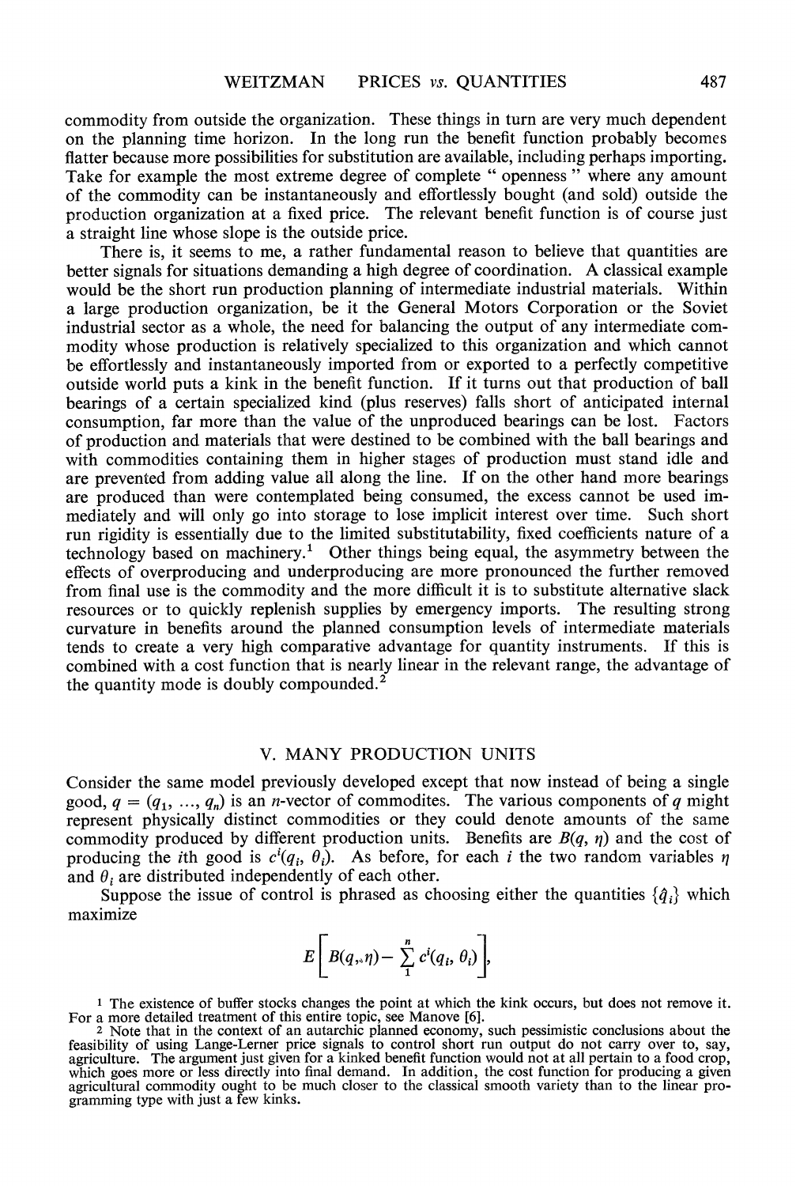commodity from outside the organization. These things in turn are very much dependent on the planning time horizon. In the long run the benefit function probably becomes flatter because more possibilities for substitution are available, including perhaps importing. Take for example the most extreme degree of complete " openness " where any amount of the commodity can be instantaneously and effortlessly bought (and sold) outside the production organization at a fixed price. The relevant benefit function is of course just a straight line whose slope is the outside price.

There is, it seems to me, a rather fundamental reason to believe that quantities are better signals for situations demanding a high degree of coordination. A classical example would be the short run production planning of intermediate industrial materials. Within a large production organization, be it the General Motors Corporation or the Soviet industrial sector as a whole, the need for balancing the output of any intermediate commodity whose production is relatively specialized to this organization and which cannot be effortlessly and instantaneously imported from or exported to a perfectly competitive outside world puts a kink in the benefit function. If it turns out that production of ball bearings of a certain specialized kind (plus reserves) falls short of anticipated internal consumption, far more than the value of the unproduced bearings can be lost. Factors of production and materials that were destined to be combined with the ball bearings and with commodities containing them in higher stages of production must stand idle and are prevented from adding value all along the line. If on the other hand more bearings are produced than were contemplated being consumed, the excess cannot be used immediately and will only go into storage to lose implicit interest over time. Such short run rigidity is essentially due to the limited substitutability, fixed coefficients nature of a technology based on machinery.[1] Other things being equal, the asymmetry between the effects of overproducing and underproducing are more pronounced the further removed from final use is the commodity and the more difficult it is to substitute alternative slack resources or to quickly replenish supplies by emergency imports. The resulting strong curvature in benefits around the planned consumption levels of intermediate materials tends to create a very high comparative advantage for quantity instruments. If this is combined with a cost function that is nearly linear in the relevant range, the advantage of the quantity mode is doubly compounded.[2]

## V. MANY PRODUCTION UNITS

Consider the same model previously developed except that now instead of being a single good, $q = (q_1, ..., q_n)$ is an $n$-vector of commodites. The various components of $q$ might represent physically distinct commodities or they could denote amounts of the same commodity produced by different production units. Benefits are $B(q, \eta)$ and the cost of producing the $i$th good is $c^i(q_i, \theta_i)$. As before, for each $i$ the two random variables $\eta$ and $\theta_i$ are distributed independently of each other.

Suppose the issue of control is phrased as choosing either the quantities $\{\hat{q}_i\}$ which maximize

$$E\left[B(q, \eta) - \sum_1^n c^i(q_i, \theta_i)\right],$$

[1] The existence of buffer stocks changes the point at which the kink occurs, but does not remove it. For a more detailed treatment of this entire topic, see Manove [6].

[2] Note that in the context of an autarchic planned economy, such pessimistic conclusions about the feasibility of using Lange-Lerner price signals to control short run output do not carry over to, say, agriculture. The argument just given for a kinked benefit function would not at all pertain to a food crop, which goes more or less directly into final demand. In addition, the cost function for producing a given agricultural commodity ought to be much closer to the classical smooth variety than to the linear programming type with just a few kinks.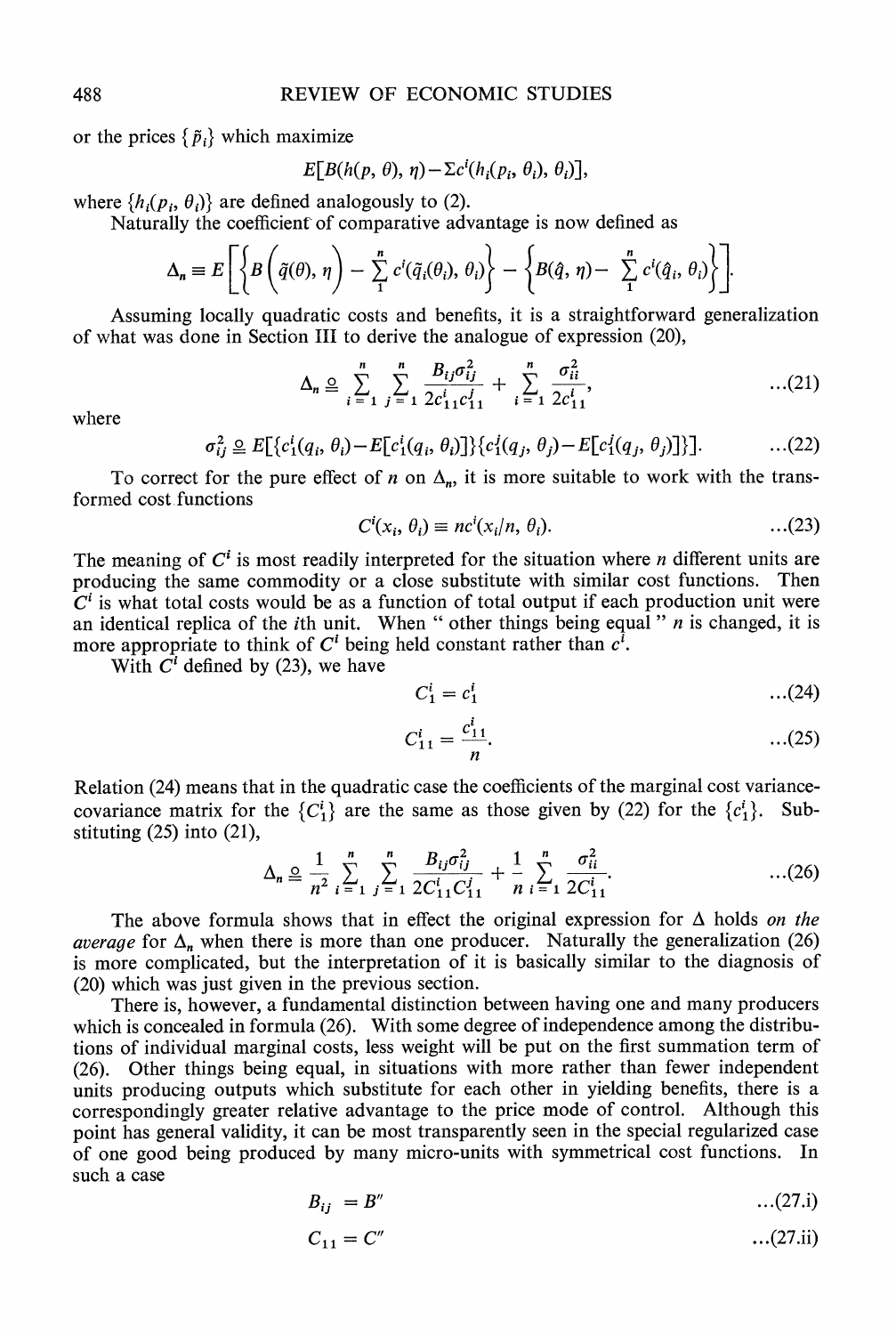or the prices $\{\tilde{p}_i\}$ which maximize

$$E[B(h(p, \theta), \eta) - \Sigma c^i(h_i(p_i, \theta_i), \theta_i)],$$

where $\{h_i(p_i, \theta_i)\}$ are defined analogously to (2).

Naturally the coefficient of comparative advantage is now defined as

$$\Delta_n \equiv E\left[\left\{B\left(\tilde{q}(\theta), \eta\right) - \sum_1^n c^i(\tilde{q}_i(\theta_i), \theta_i)\right\} - \left\{B(\hat{q}, \eta) - \sum_1^n c^i(\hat{q}_i, \theta_i)\right\}\right].$$

Assuming locally quadratic costs and benefits, it is a straightforward generalization of what was done in Section III to derive the analogue of expression (20),

$$\Delta_n \simeq \sum_{i=1}^n \sum_{j=1}^n \frac{B_{ij}\sigma_{ij}^2}{2c_{11}^i c_{11}^j} + \sum_{i=1}^n \frac{\sigma_{ii}^2}{2c_{11}^i}, \qquad \text{...(21)}$$

where

$$\sigma_{ij}^2 \simeq E[\{c_1^i(q_i, \theta_i) - E[c_1^i(q_i, \theta_i)]\}\{c_1^j(q_j, \theta_j) - E[c_1^j(q_j, \theta_j)]\}]. \qquad \text{...(22)}$$

To correct for the pure effect of $n$ on $\Delta_n$, it is more suitable to work with the transformed cost functions

$$C^i(x_i, \theta_i) \equiv nc^i(x_i/n, \theta_i). \qquad \text{...(23)}$$

The meaning of $C^i$ is most readily interpreted for the situation where $n$ different units are producing the same commodity or a close substitute with similar cost functions. Then $C^i$ is what total costs would be as a function of total output if each production unit were an identical replica of the $i$th unit. When " other things being equal " $n$ is changed, it is more appropriate to think of $C^i$ being held constant rather than $c^i$.

With $C^i$ defined by (23), we have

$$C_1^i = c_1^i \qquad \text{...(24)}$$

$$C_{11}^i = \frac{c_{11}^i}{n}. \qquad \text{...(25)}$$

Relation (24) means that in the quadratic case the coefficients of the marginal cost variance-covariance matrix for the $\{C_1^i\}$ are the same as those given by (22) for the $\{c_1^i\}$. Substituting (25) into (21),

$$\Delta_n \simeq \frac{1}{n^2} \sum_{i=1}^n \sum_{j=1}^n \frac{B_{ij}\sigma_{ij}^2}{2C_{11}^i C_{11}^j} + \frac{1}{n} \sum_{i=1}^n \frac{\sigma_{ii}^2}{2C_{11}^i}. \qquad \text{...(26)}$$

The above formula shows that in effect the original expression for $\Delta$ holds *on the average* for $\Delta_n$ when there is more than one producer. Naturally the generalization (26) is more complicated, but the interpretation of it is basically similar to the diagnosis of (20) which was just given in the previous section.

There is, however, a fundamental distinction between having one and many producers which is concealed in formula (26). With some degree of independence among the distributions of individual marginal costs, less weight will be put on the first summation term of (26). Other things being equal, in situations with more rather than fewer independent units producing outputs which substitute for each other in yielding benefits, there is a correspondingly greater relative advantage to the price mode of control. Although this point has general validity, it can be most transparently seen in the special regularized case of one good being produced by many micro-units with symmetrical cost functions. In such a case

$$B_{ij} = B'' \qquad \text{...(27.i)}$$

$$C_{11} = C'' \qquad \text{...(27.ii)}$$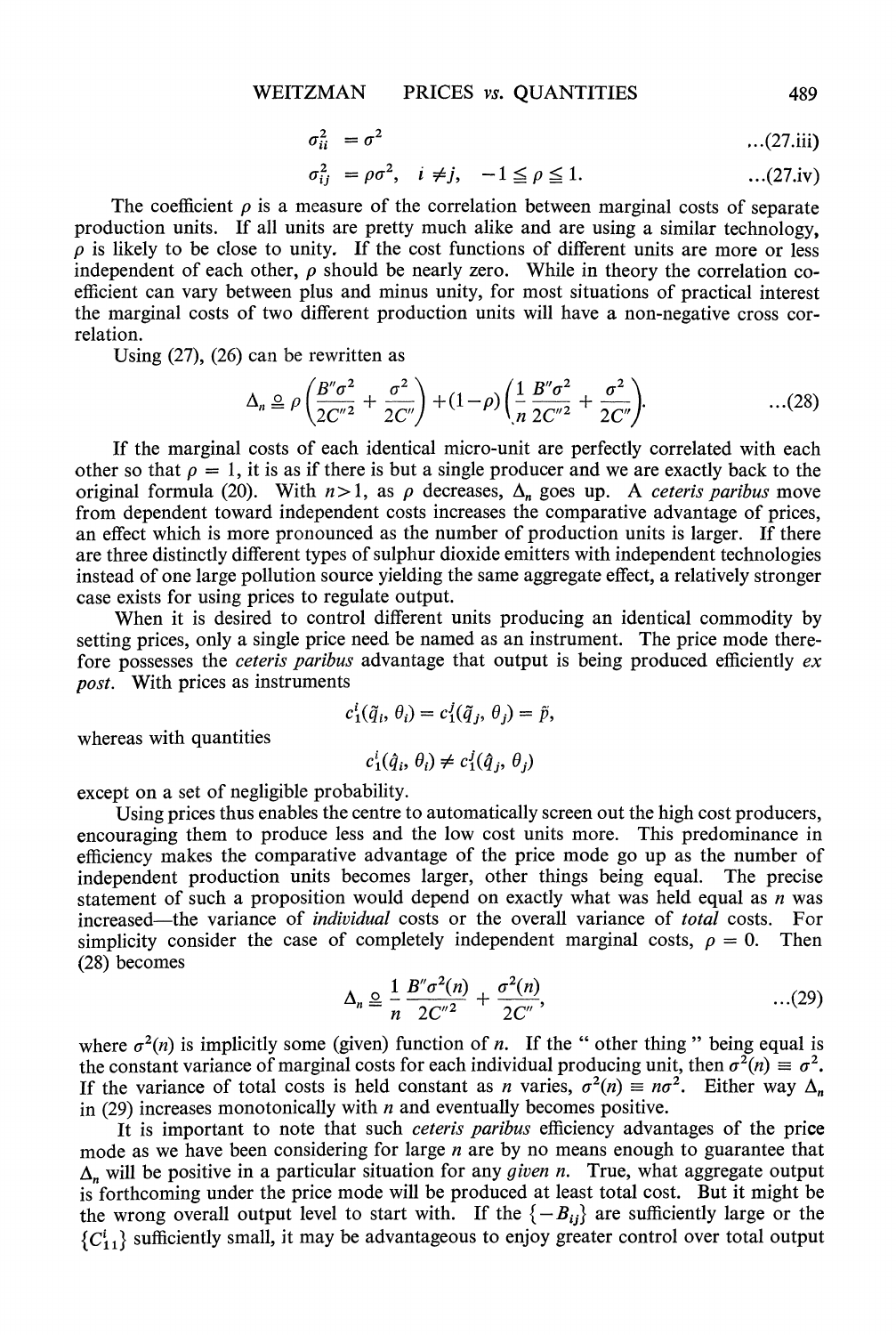$$\sigma_{ii}^2 = \sigma^2 \qquad \text{...(27.iii)}$$

$$\sigma_{ij}^2 = \rho\sigma^2, \quad i \neq j, \quad -1 \leqq \rho \leqq 1. \qquad \text{...(27.iv)}$$

The coefficient $\rho$ is a measure of the correlation between marginal costs of separate production units. If all units are pretty much alike and are using a similar technology, $\rho$ is likely to be close to unity. If the cost functions of different units are more or less independent of each other, $\rho$ should be nearly zero. While in theory the correlation coefficient can vary between plus and minus unity, for most situations of practical interest the marginal costs of two different production units will have a non-negative cross correlation.

Using (27), (26) can be rewritten as

$$\Delta_n \cong \rho\left(\frac{B''\sigma^2}{2C''^2} + \frac{\sigma^2}{2C''}\right) + (1-\rho)\left(\frac{1}{n}\frac{B''\sigma^2}{2C''^2} + \frac{\sigma^2}{2C''}\right). \qquad \text{...(28)}$$

If the marginal costs of each identical micro-unit are perfectly correlated with each other so that $\rho = 1$, it is as if there is but a single producer and we are exactly back to the original formula (20). With $n > 1$, as $\rho$ decreases, $\Delta_n$ goes up. A *ceteris paribus* move from dependent toward independent costs increases the comparative advantage of prices, an effect which is more pronounced as the number of production units is larger. If there are three distinctly different types of sulphur dioxide emitters with independent technologies instead of one large pollution source yielding the same aggregate effect, a relatively stronger case exists for using prices to regulate output.

When it is desired to control different units producing an identical commodity by setting prices, only a single price need be named as an instrument. The price mode therefore possesses the *ceteris paribus* advantage that output is being produced efficiently *ex post*. With prices as instruments

$$c_1^i(\tilde{q}_i, \theta_i) = c_1^j(\tilde{q}_j, \theta_j) = \tilde{p},$$

whereas with quantities

$$c_1^i(\hat{q}_i, \theta_i) \neq c_1^j(\hat{q}_j, \theta_j)$$

except on a set of negligible probability.

Using prices thus enables the centre to automatically screen out the high cost producers, encouraging them to produce less and the low cost units more. This predominance in efficiency makes the comparative advantage of the price mode go up as the number of independent production units becomes larger, other things being equal. The precise statement of such a proposition would depend on exactly what was held equal as $n$ was increased—the variance of *individual* costs or the overall variance of *total* costs. For simplicity consider the case of completely independent marginal costs, $\rho = 0$. Then (28) becomes

$$\Delta_n \cong \frac{1}{n}\frac{B''\sigma^2(n)}{2C''^2} + \frac{\sigma^2(n)}{2C''}, \qquad \text{...(29)}$$

where $\sigma^2(n)$ is implicitly some (given) function of $n$. If the " other thing " being equal is the constant variance of marginal costs for each individual producing unit, then $\sigma^2(n) \equiv \sigma^2$. If the variance of total costs is held constant as $n$ varies, $\sigma^2(n) \equiv n\sigma^2$. Either way $\Delta_n$ in (29) increases monotonically with $n$ and eventually becomes positive.

It is important to note that such *ceteris paribus* efficiency advantages of the price mode as we have been considering for large $n$ are by no means enough to guarantee that $\Delta_n$ will be positive in a particular situation for any *given* $n$. True, what aggregate output is forthcoming under the price mode will be produced at least total cost. But it might be the wrong overall output level to start with. If the $\{-B_{ij}\}$ are sufficiently large or the $\{C_{11}^i\}$ sufficiently small, it may be advantageous to enjoy greater control over total output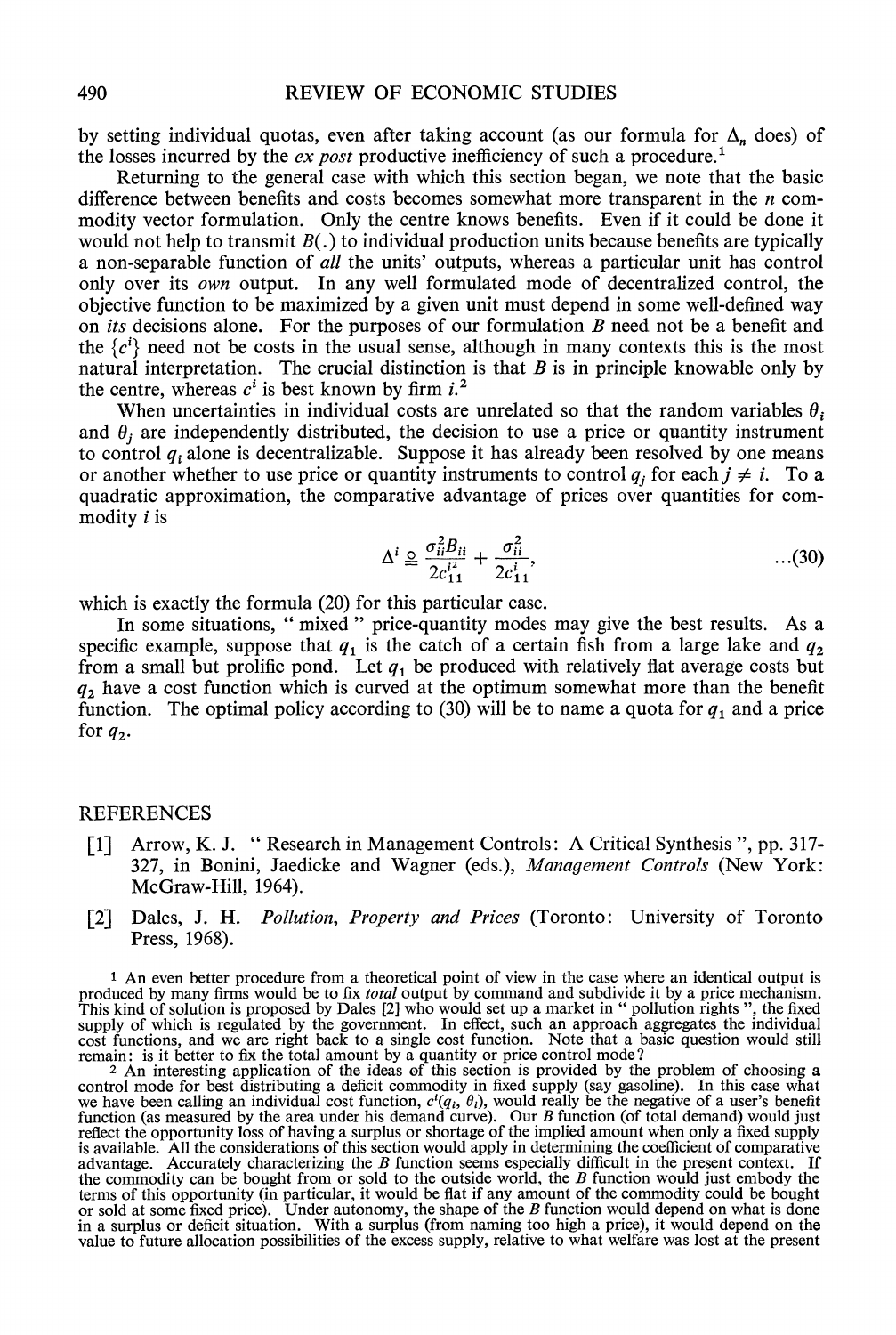by setting individual quotas, even after taking account (as our formula for $\Delta_n$ does) of the losses incurred by the *ex post* productive inefficiency of such a procedure.[1]

Returning to the general case with which this section began, we note that the basic difference between benefits and costs becomes somewhat more transparent in the $n$ commodity vector formulation. Only the centre knows benefits. Even if it could be done it would not help to transmit $B(.)$ to individual production units because benefits are typically a non-separable function of *all* the units' outputs, whereas a particular unit has control only over its *own* output. In any well formulated mode of decentralized control, the objective function to be maximized by a given unit must depend in some well-defined way on *its* decisions alone. For the purposes of our formulation $B$ need not be a benefit and the $\{c^i\}$ need not be costs in the usual sense, although in many contexts this is the most natural interpretation. The crucial distinction is that $B$ is in principle knowable only by the centre, whereas $c^i$ is best known by firm $i$.[2]

When uncertainties in individual costs are unrelated so that the random variables $\theta_i$ and $\theta_j$ are independently distributed, the decision to use a price or quantity instrument to control $q_i$ alone is decentralizable. Suppose it has already been resolved by one means or another whether to use price or quantity instruments to control $q_j$ for each $j \neq i$. To a quadratic approximation, the comparative advantage of prices over quantities for commodity $i$ is

$$\Delta^i \cong \frac{\sigma_{ii}^2 B_{ii}}{2c_{11}^{i2}} + \frac{\sigma_{ii}^2}{2c_{11}^i}, \qquad \ldots(30)$$

which is exactly the formula (20) for this particular case.

In some situations, " mixed " price-quantity modes may give the best results. As a specific example, suppose that $q_1$ is the catch of a certain fish from a large lake and $q_2$ from a small but prolific pond. Let $q_1$ be produced with relatively flat average costs but $q_2$ have a cost function which is curved at the optimum somewhat more than the benefit function. The optimal policy according to (30) will be to name a quota for $q_1$ and a price for $q_2$.

## REFERENCES

[1] Arrow, K. J. " Research in Management Controls: A Critical Synthesis ", pp. 317-327, in Bonini, Jaedicke and Wagner (eds.), *Management Controls* (New York: McGraw-Hill, 1964).

[2] Dales, J. H. *Pollution, Property and Prices* (Toronto: University of Toronto Press, 1968).

---

[1] An even better procedure from a theoretical point of view in the case where an identical output is produced by many firms would be to fix *total* output by command and subdivide it by a price mechanism. This kind of solution is proposed by Dales [2] who would set up a market in " pollution rights ", the fixed supply of which is regulated by the government. In effect, such an approach aggregates the individual cost functions, and we are right back to a single cost function. Note that a basic question would still remain: is it better to fix the total amount by a quantity or price control mode?

[2] An interesting application of the ideas of this section is provided by the problem of choosing a control mode for best distributing a deficit commodity in fixed supply (say gasoline). In this case what we have been calling an individual cost function, $c^i(q_i, \theta_i)$, would really be the negative of a user's benefit function (as measured by the area under his demand curve). Our $B$ function (of total demand) would just reflect the opportunity loss of having a surplus or shortage of the implied amount when only a fixed supply is available. All the considerations of this section would apply in determining the coefficient of comparative advantage. Accurately characterizing the $B$ function seems especially difficult in the present context. If the commodity can be bought from or sold to the outside world, the $B$ function would just embody the terms of this opportunity (in particular, it would be flat if any amount of the commodity could be bought or sold at some fixed price). Under autonomy, the shape of the $B$ function would depend on what is done in a surplus or deficit situation. With a surplus (from naming too high a price), it would depend on the value to future allocation possibilities of the excess supply, relative to what welfare was lost at the present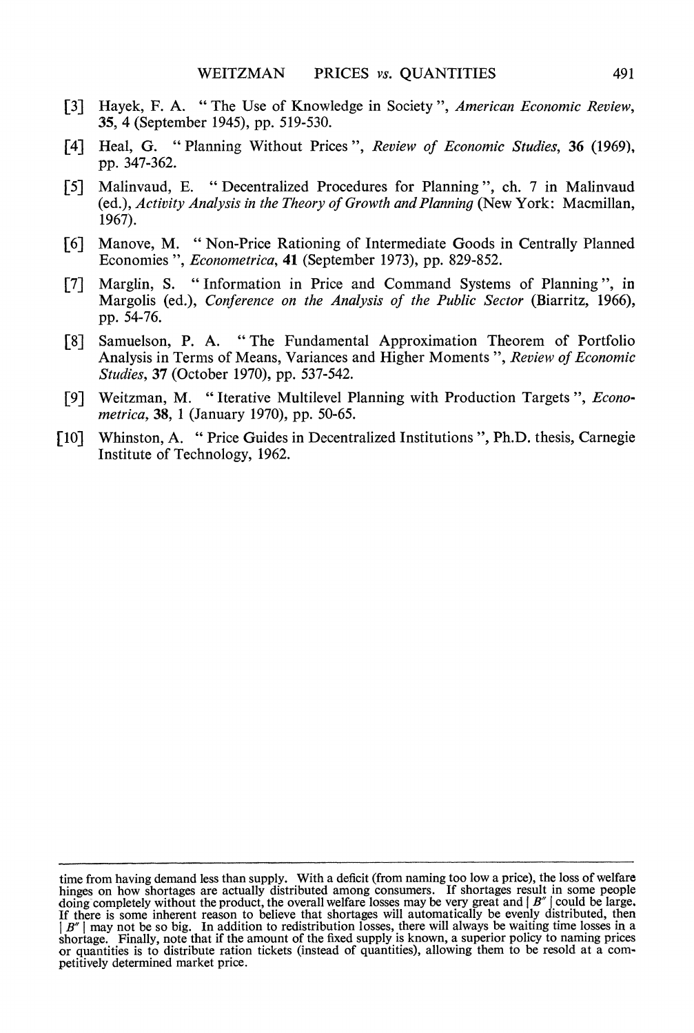[3] Hayek, F. A. "The Use of Knowledge in Society", *American Economic Review*, **35**, 4 (September 1945), pp. 519-530.

[4] Heal, G. "Planning Without Prices", *Review of Economic Studies*, **36** (1969), pp. 347-362.

[5] Malinvaud, E. "Decentralized Procedures for Planning", ch. 7 in Malinvaud (ed.), *Activity Analysis in the Theory of Growth and Planning* (New York: Macmillan, 1967).

[6] Manove, M. "Non-Price Rationing of Intermediate Goods in Centrally Planned Economies", *Econometrica*, **41** (September 1973), pp. 829-852.

[7] Marglin, S. "Information in Price and Command Systems of Planning", in Margolis (ed.), *Conference on the Analysis of the Public Sector* (Biarritz, 1966), pp. 54-76.

[8] Samuelson, P. A. "The Fundamental Approximation Theorem of Portfolio Analysis in Terms of Means, Variances and Higher Moments", *Review of Economic Studies*, **37** (October 1970), pp. 537-542.

[9] Weitzman, M. "Iterative Multilevel Planning with Production Targets", *Econometrica*, **38**, 1 (January 1970), pp. 50-65.

[10] Whinston, A. "Price Guides in Decentralized Institutions", Ph.D. thesis, Carnegie Institute of Technology, 1962.

---

time from having demand less than supply. With a deficit (from naming too low a price), the loss of welfare hinges on how shortages are actually distributed among consumers. If shortages result in some people doing completely without the product, the overall welfare losses may be very great and $|B''|$ could be large. If there is some inherent reason to believe that shortages will automatically be evenly distributed, then $|B''|$ may not be so big. In addition to redistribution losses, there will always be waiting time losses in a shortage. Finally, note that if the amount of the fixed supply is known, a superior policy to naming prices or quantities is to distribute ration tickets (instead of quantities), allowing them to be resold at a competitively determined market price.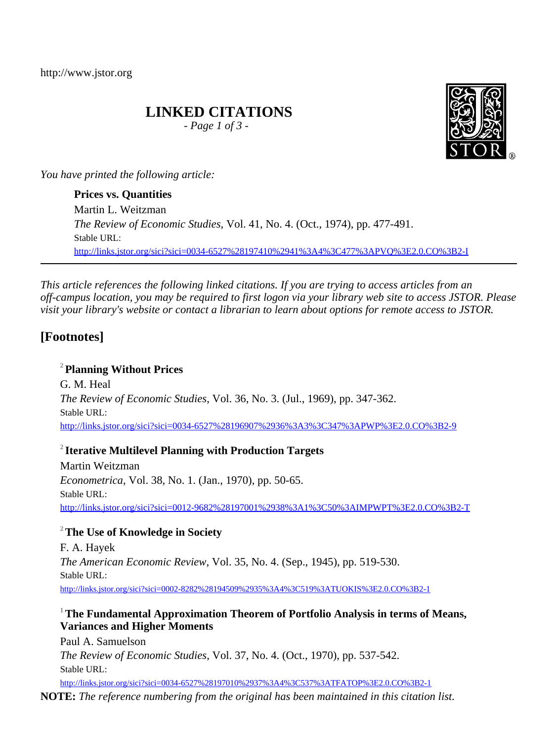http://www.jstor.org

# LINKED CITATIONS

*- Page 1 of 3 -*

*You have printed the following article:*

**Prices vs. Quantities**
Martin L. Weitzman
*The Review of Economic Studies*, Vol. 41, No. 4. (Oct., 1974), pp. 477-491.
Stable URL:
http://links.jstor.org/sici?sici=0034-6527%28197410%2941%3A4%3C477%3APVQ%3E2.0.CO%3B2-I

---

*This article references the following linked citations. If you are trying to access articles from an off-campus location, you may be required to first logon via your library web site to access JSTOR. Please visit your library's website or contact a librarian to learn about options for remote access to JSTOR.*

## [Footnotes]

[2] **Planning Without Prices**
G. M. Heal
*The Review of Economic Studies*, Vol. 36, No. 3. (Jul., 1969), pp. 347-362.
Stable URL:
http://links.jstor.org/sici?sici=0034-6527%28196907%2936%3A3%3C347%3APWP%3E2.0.CO%3B2-9

[2] **Iterative Multilevel Planning with Production Targets**
Martin Weitzman
*Econometrica*, Vol. 38, No. 1. (Jan., 1970), pp. 50-65.
Stable URL:
http://links.jstor.org/sici?sici=0012-9682%28197001%2938%3A1%3C50%3AIMPWPT%3E2.0.CO%3B2-T

[2] **The Use of Knowledge in Society**
F. A. Hayek
*The American Economic Review*, Vol. 35, No. 4. (Sep., 1945), pp. 519-530.
Stable URL:
http://links.jstor.org/sici?sici=0002-8282%28194509%2935%3A4%3C519%3ATUOKIS%3E2.0.CO%3B2-1

[1] **The Fundamental Approximation Theorem of Portfolio Analysis in terms of Means, Variances and Higher Moments**
Paul A. Samuelson
*The Review of Economic Studies*, Vol. 37, No. 4. (Oct., 1970), pp. 537-542.
Stable URL:
http://links.jstor.org/sici?sici=0034-6527%28197010%2937%3A4%3C537%3ATFATOP%3E2.0.CO%3B2-1

**NOTE:** *The reference numbering from the original has been maintained in this citation list.*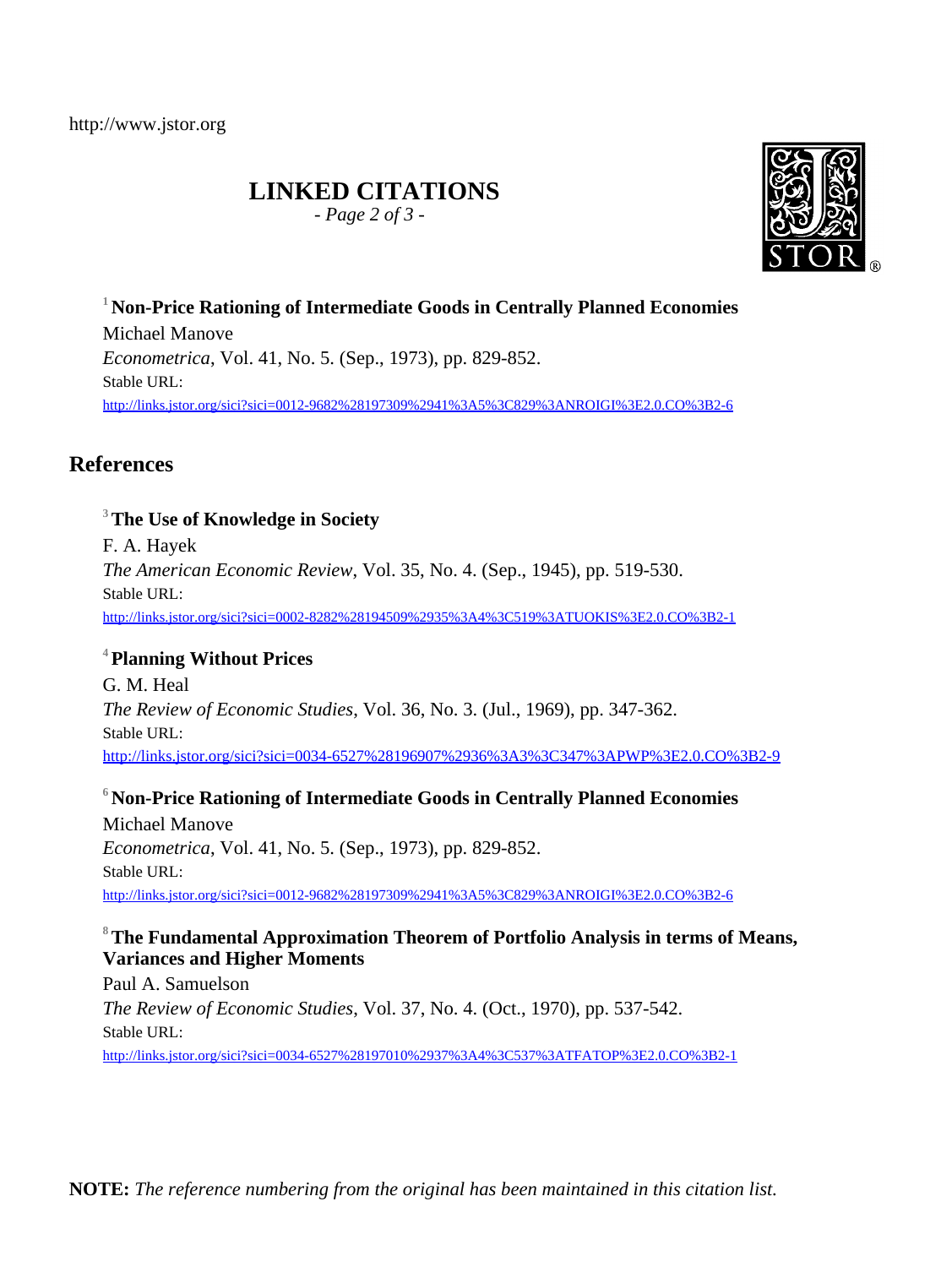http://www.jstor.org

# LINKED CITATIONS

*- Page 2 of 3 -*

[1] **Non-Price Rationing of Intermediate Goods in Centrally Planned Economies**

Michael Manove

*Econometrica*, Vol. 41, No. 5. (Sep., 1973), pp. 829-852.

Stable URL:

http://links.jstor.org/sici?sici=0012-9682%28197309%2941%3A5%3C829%3ANROIGI%3E2.0.CO%3B2-6

## References

[3] **The Use of Knowledge in Society**

F. A. Hayek

*The American Economic Review*, Vol. 35, No. 4. (Sep., 1945), pp. 519-530.

Stable URL:

http://links.jstor.org/sici?sici=0002-8282%28194509%2935%3A4%3C519%3ATUOKIS%3E2.0.CO%3B2-1

[4] **Planning Without Prices**

G. M. Heal

*The Review of Economic Studies*, Vol. 36, No. 3. (Jul., 1969), pp. 347-362.

Stable URL:

http://links.jstor.org/sici?sici=0034-6527%28196907%2936%3A3%3C347%3APWP%3E2.0.CO%3B2-9

[6] **Non-Price Rationing of Intermediate Goods in Centrally Planned Economies**

Michael Manove

*Econometrica*, Vol. 41, No. 5. (Sep., 1973), pp. 829-852.

Stable URL:

http://links.jstor.org/sici?sici=0012-9682%28197309%2941%3A5%3C829%3ANROIGI%3E2.0.CO%3B2-6

[8] **The Fundamental Approximation Theorem of Portfolio Analysis in terms of Means, Variances and Higher Moments**

Paul A. Samuelson

*The Review of Economic Studies*, Vol. 37, No. 4. (Oct., 1970), pp. 537-542.

Stable URL:

http://links.jstor.org/sici?sici=0034-6527%28197010%2937%3A4%3C537%3ATFATOP%3E2.0.CO%3B2-1

**NOTE:** *The reference numbering from the original has been maintained in this citation list.*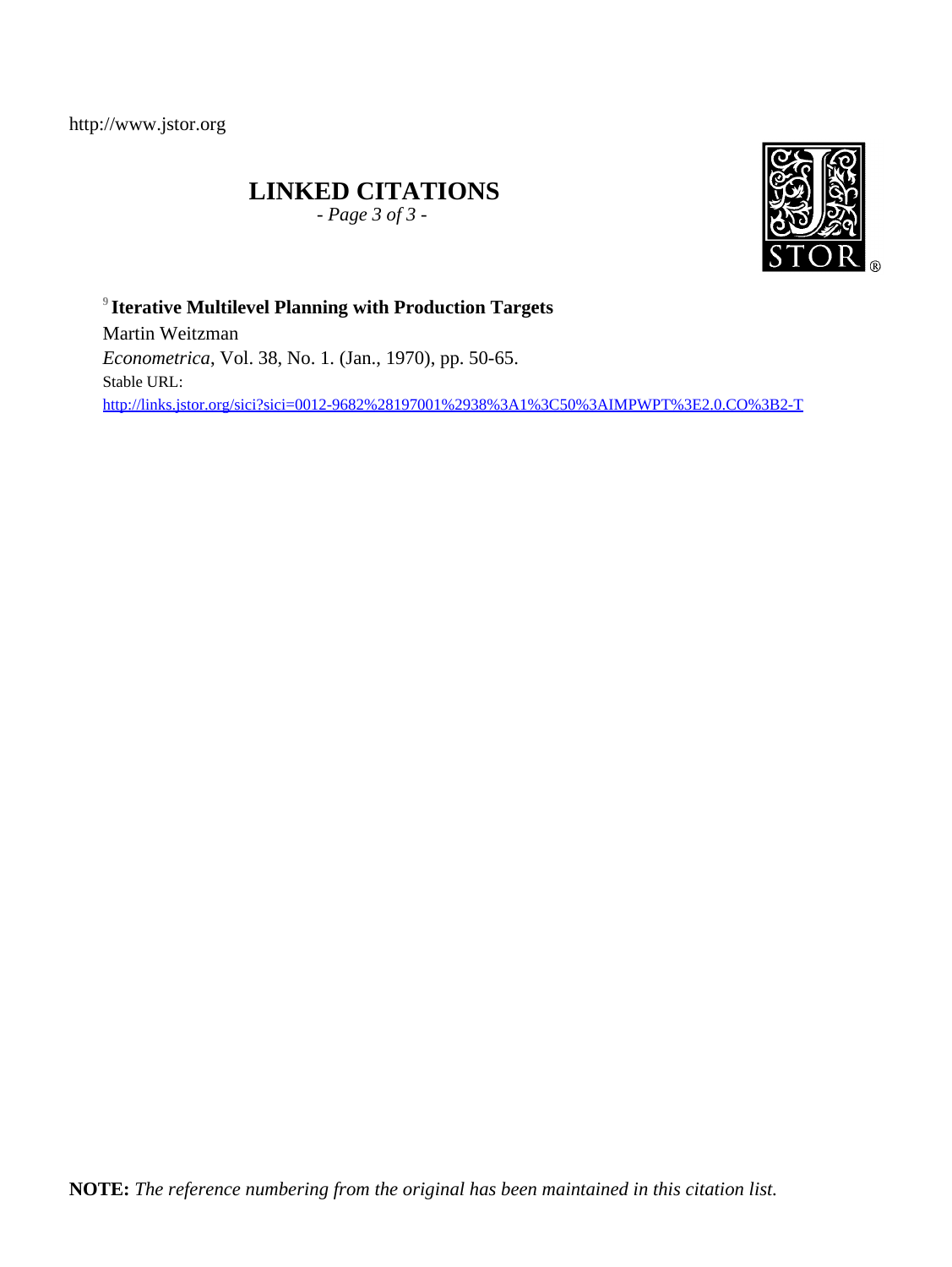http://www.jstor.org

# LINKED CITATIONS

*- Page 3 of 3 -*

[9] **Iterative Multilevel Planning with Production Targets**

Martin Weitzman

*Econometrica*, Vol. 38, No. 1. (Jan., 1970), pp. 50-65.

Stable URL:

http://links.jstor.org/sici?sici=0012-9682%28197001%2938%3A1%3C50%3AIMPWPT%3E2.0.CO%3B2-T

**NOTE:** *The reference numbering from the original has been maintained in this citation list.*